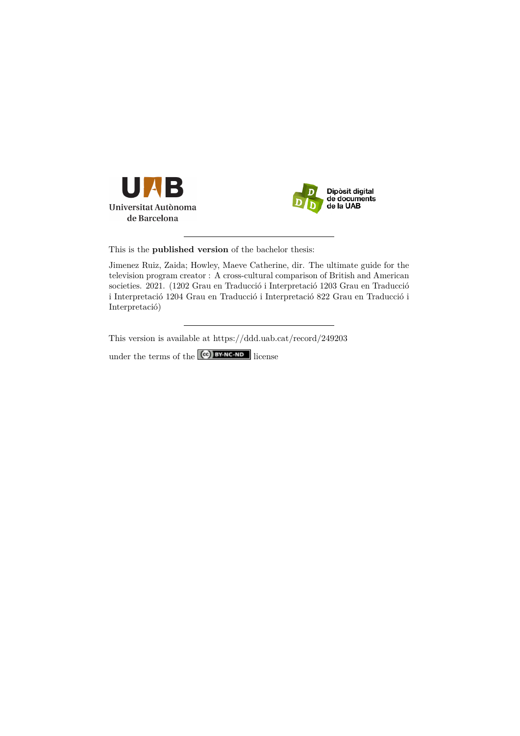Universitat Autònoma de Barcelona

Dipòsit digital de documents de la UAB

This is the **published version** of the bachelor thesis:

Jimenez Ruiz, Zaida; Howley, Maeve Catherine, dir. The ultimate guide for the television program creator : A cross-cultural comparison of British and American societies. 2021. (1202 Grau en Traducció i Interpretació 1203 Grau en Traducció i Interpretació 1204 Grau en Traducció i Interpretació 822 Grau en Traducció i Interpretació)

This version is available at https://ddd.uab.cat/record/249203

under the terms of the BY-NC-ND license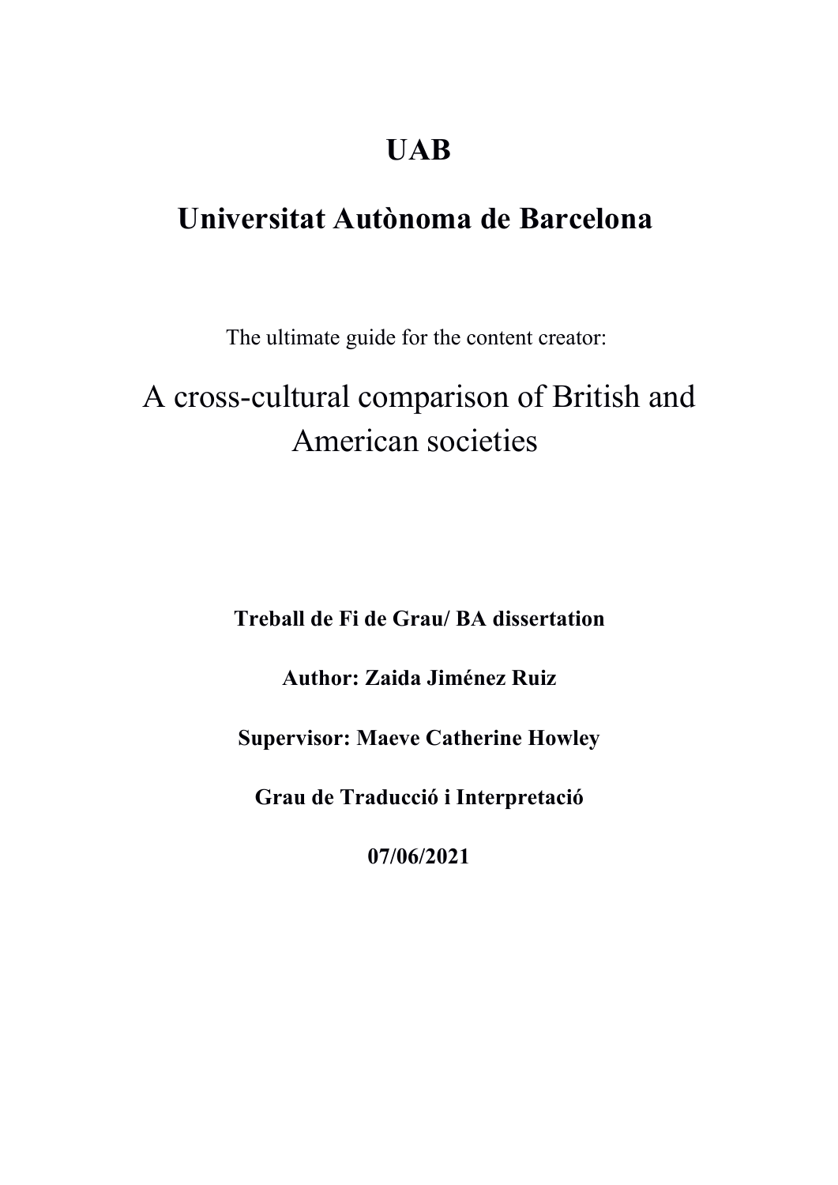# UAB

# Universitat Autònoma de Barcelona

The ultimate guide for the content creator:

## A cross-cultural comparison of British and American societies

**Treball de Fi de Grau/ BA dissertation**

**Author: Zaida Jiménez Ruiz**

**Supervisor: Maeve Catherine Howley**

**Grau de Traducció i Interpretació**

**07/06/2021**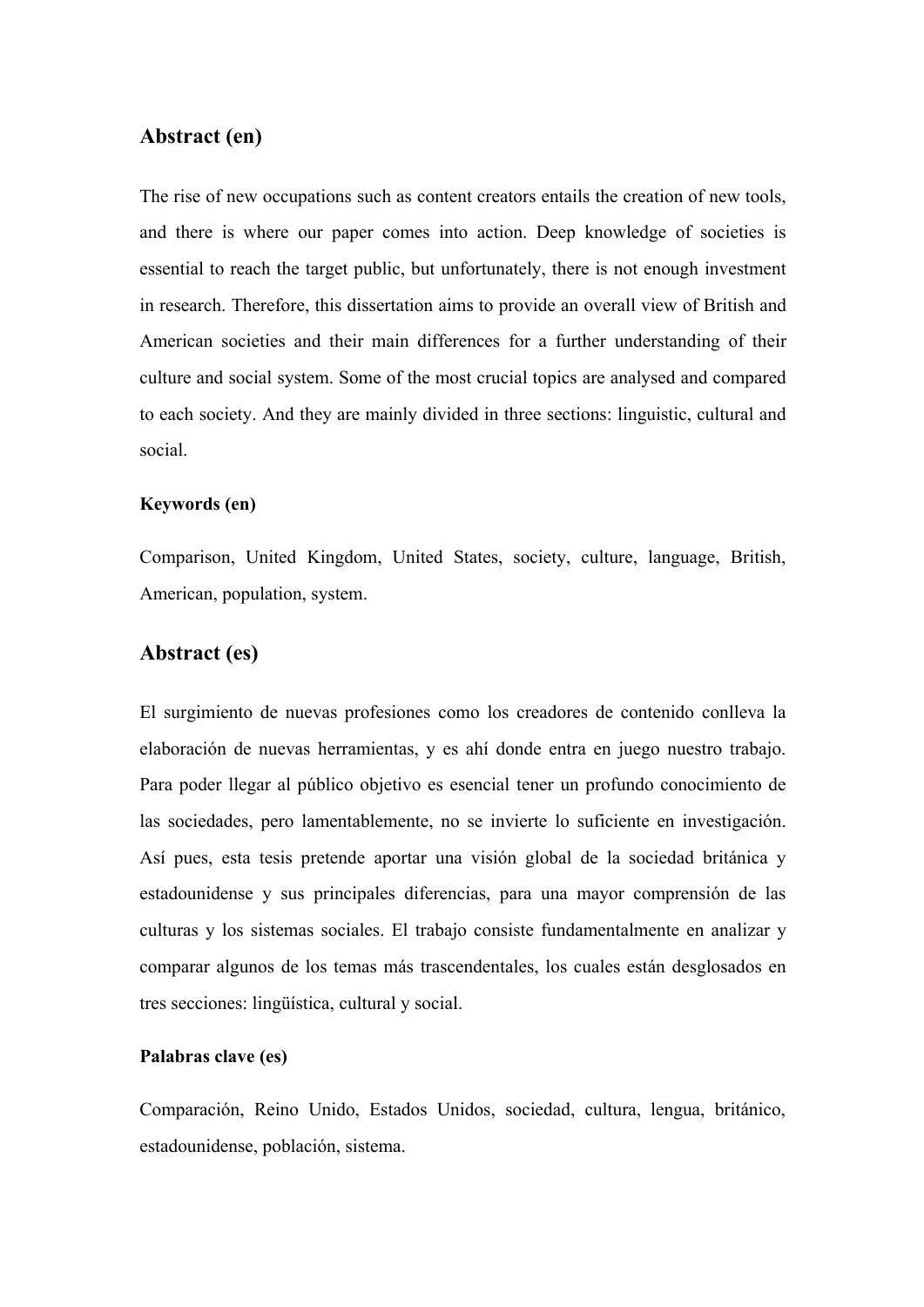## Abstract (en)

The rise of new occupations such as content creators entails the creation of new tools, and there is where our paper comes into action. Deep knowledge of societies is essential to reach the target public, but unfortunately, there is not enough investment in research. Therefore, this dissertation aims to provide an overall view of British and American societies and their main differences for a further understanding of their culture and social system. Some of the most crucial topics are analysed and compared to each society. And they are mainly divided in three sections: linguistic, cultural and social.

#### Keywords (en)

Comparison, United Kingdom, United States, society, culture, language, British, American, population, system.

## Abstract (es)

El surgimiento de nuevas profesiones como los creadores de contenido conlleva la elaboración de nuevas herramientas, y es ahí donde entra en juego nuestro trabajo. Para poder llegar al público objetivo es esencial tener un profundo conocimiento de las sociedades, pero lamentablemente, no se invierte lo suficiente en investigación. Así pues, esta tesis pretende aportar una visión global de la sociedad británica y estadounidense y sus principales diferencias, para una mayor comprensión de las culturas y los sistemas sociales. El trabajo consiste fundamentalmente en analizar y comparar algunos de los temas más trascendentales, los cuales están desglosados en tres secciones: lingüística, cultural y social.

#### Palabras clave (es)

Comparación, Reino Unido, Estados Unidos, sociedad, cultura, lengua, británico, estadounidense, población, sistema.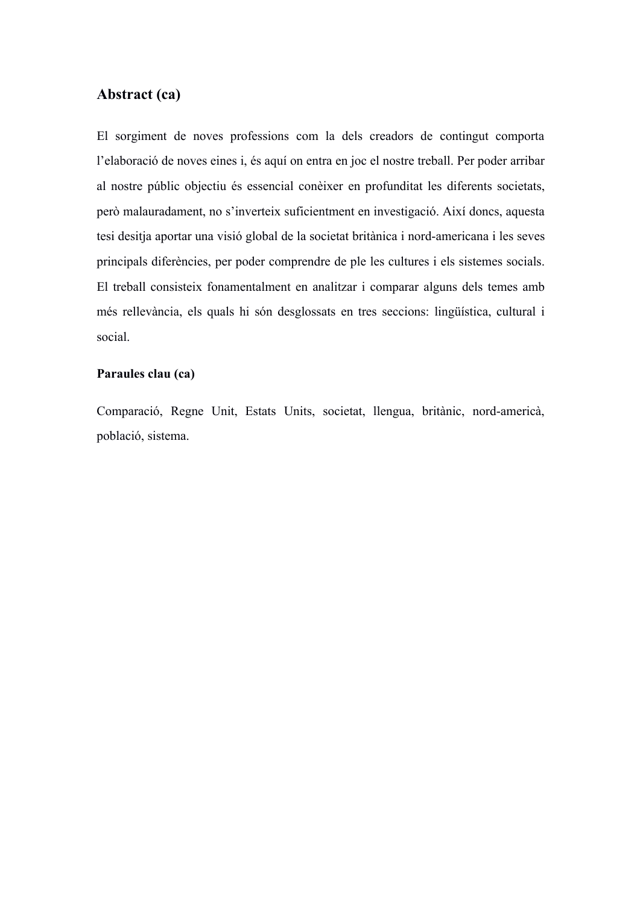## Abstract (ca)

El sorgiment de noves professions com la dels creadors de contingut comporta l'elaboració de noves eines i, és aquí on entra en joc el nostre treball. Per poder arribar al nostre públic objectiu és essencial conèixer en profunditat les diferents societats, però malauradament, no s'inverteix suficientment en investigació. Així doncs, aquesta tesi desitja aportar una visió global de la societat britànica i nord-americana i les seves principals diferències, per poder comprendre de ple les cultures i els sistemes socials. El treball consisteix fonamentalment en analitzar i comparar alguns dels temes amb més rellevància, els quals hi són desglossats en tres seccions: lingüística, cultural i social.

**Paraules clau (ca)**

Comparació, Regne Unit, Estats Units, societat, llengua, britànic, nord-americà, població, sistema.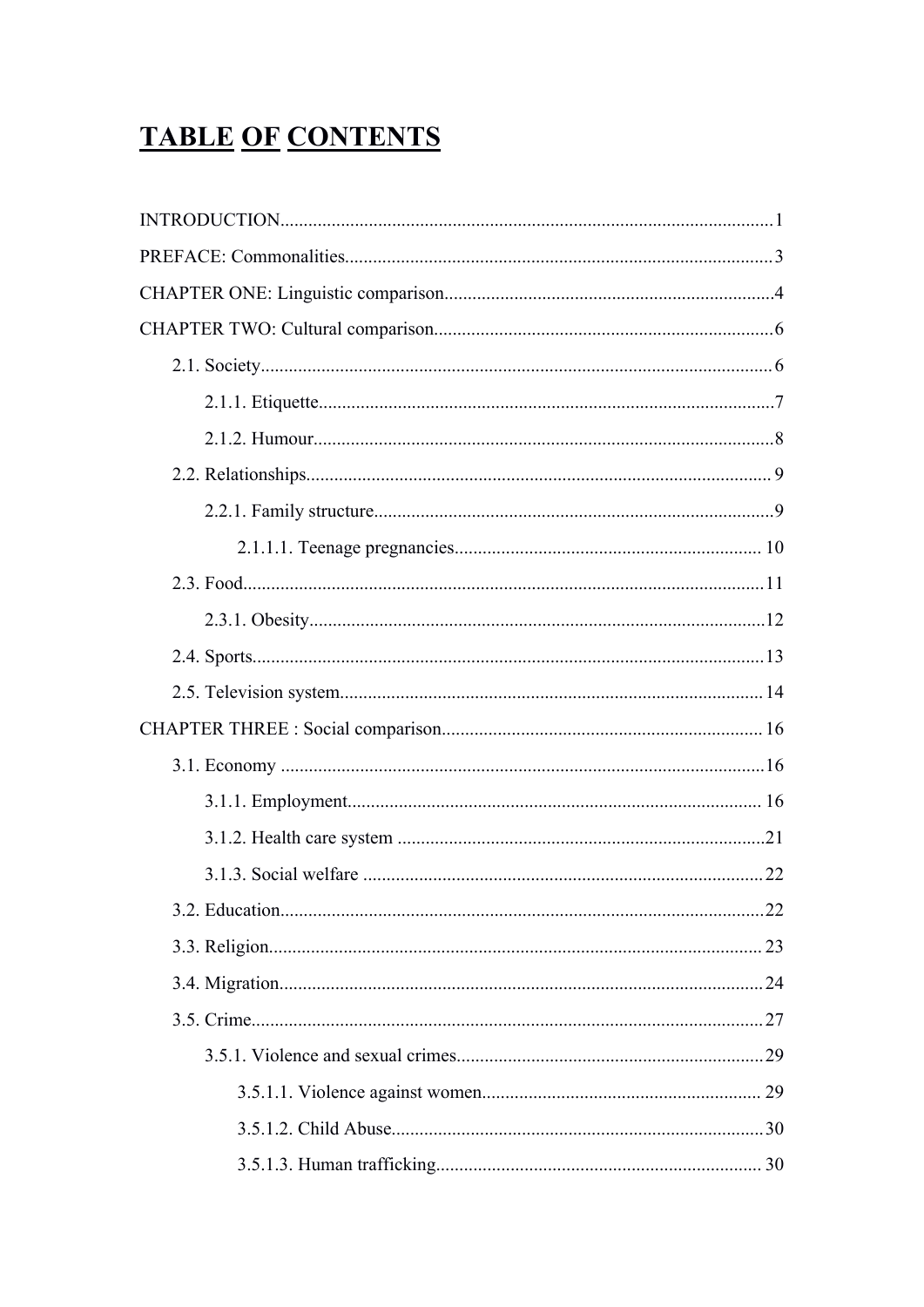# TABLE OF CONTENTS

INTRODUCTION........................................................................................................1

PREFACE: Commonalities..........................................................................................3

CHAPTER ONE: Linguistic comparison......................................................................4

CHAPTER TWO: Cultural comparison........................................................................6

- 2.1. Society............................................................................................................6
  - 2.1.1. Etiquette................................................................................................7
  - 2.1.2. Humour..................................................................................................8
- 2.2. Relationships..................................................................................................9
  - 2.2.1. Family structure.....................................................................................9
    - 2.1.1.1. Teenage pregnancies.................................................................10
- 2.3. Food..............................................................................................................11
  - 2.3.1. Obesity.................................................................................................12
- 2.4. Sports............................................................................................................13
- 2.5. Television system..........................................................................................14

CHAPTER THREE : Social comparison....................................................................16

- 3.1. Economy ......................................................................................................16
  - 3.1.1. Employment........................................................................................16
  - 3.1.2. Health care system ..............................................................................21
  - 3.1.3. Social welfare .....................................................................................22
- 3.2. Education.......................................................................................................22
- 3.3. Religion.........................................................................................................23
- 3.4. Migration.......................................................................................................24
- 3.5. Crime.............................................................................................................27
  - 3.5.1. Violence and sexual crimes..................................................................29
    - 3.5.1.1. Violence against women...........................................................29
    - 3.5.1.2. Child Abuse...............................................................................30
    - 3.5.1.3. Human trafficking.....................................................................30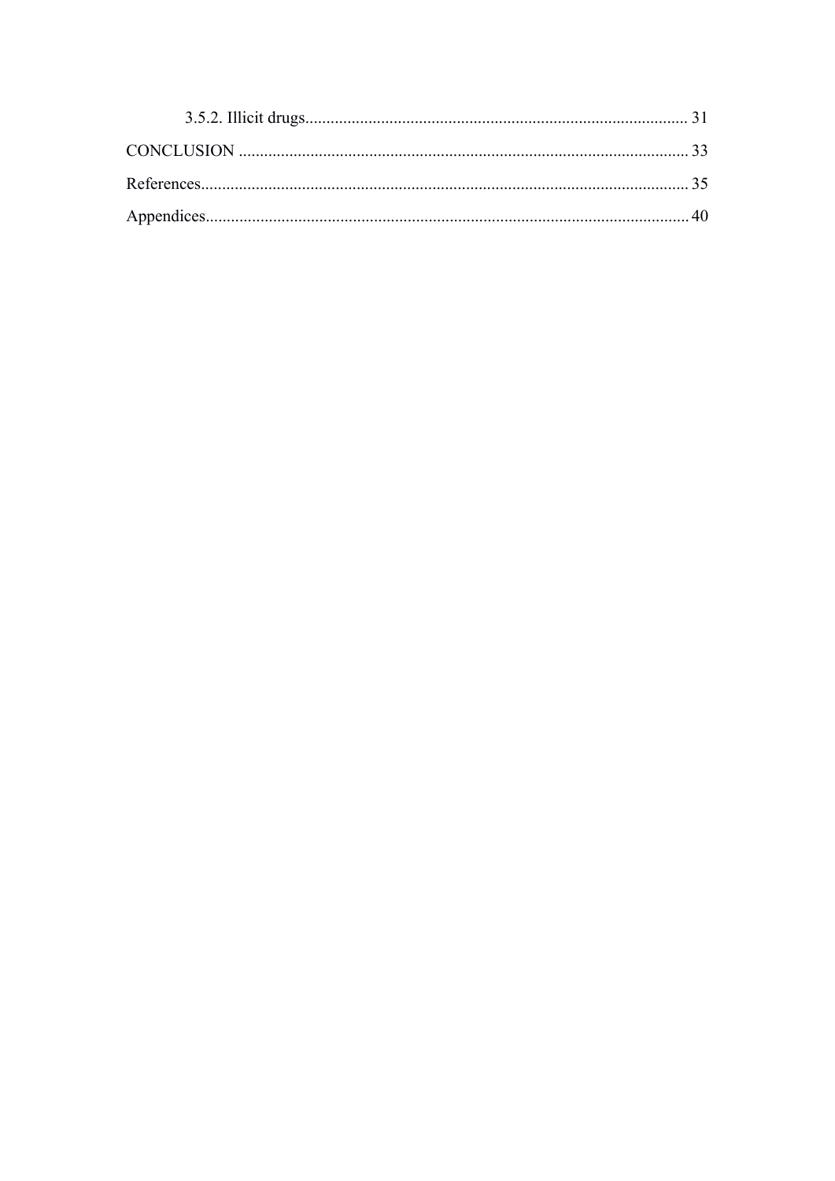3.5.2. Illicit drugs........................................................................................ 31

CONCLUSION ........................................................................................................ 33

References................................................................................................................. 35

Appendices................................................................................................................ 40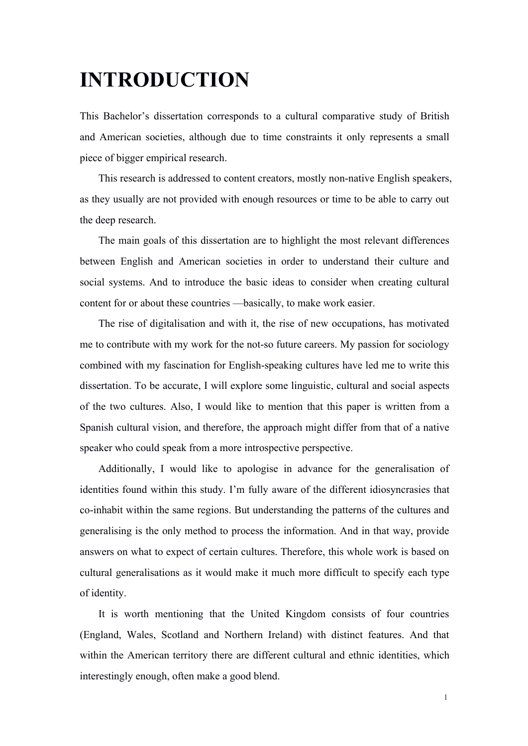# INTRODUCTION

This Bachelor's dissertation corresponds to a cultural comparative study of British and American societies, although due to time constraints it only represents a small piece of bigger empirical research.

This research is addressed to content creators, mostly non-native English speakers, as they usually are not provided with enough resources or time to be able to carry out the deep research.

The main goals of this dissertation are to highlight the most relevant differences between English and American societies in order to understand their culture and social systems. And to introduce the basic ideas to consider when creating cultural content for or about these countries —basically, to make work easier.

The rise of digitalisation and with it, the rise of new occupations, has motivated me to contribute with my work for the not-so future careers. My passion for sociology combined with my fascination for English-speaking cultures have led me to write this dissertation. To be accurate, I will explore some linguistic, cultural and social aspects of the two cultures. Also, I would like to mention that this paper is written from a Spanish cultural vision, and therefore, the approach might differ from that of a native speaker who could speak from a more introspective perspective.

Additionally, I would like to apologise in advance for the generalisation of identities found within this study. I'm fully aware of the different idiosyncrasies that co-inhabit within the same regions. But understanding the patterns of the cultures and generalising is the only method to process the information. And in that way, provide answers on what to expect of certain cultures. Therefore, this whole work is based on cultural generalisations as it would make it much more difficult to specify each type of identity.

It is worth mentioning that the United Kingdom consists of four countries (England, Wales, Scotland and Northern Ireland) with distinct features. And that within the American territory there are different cultural and ethnic identities, which interestingly enough, often make a good blend.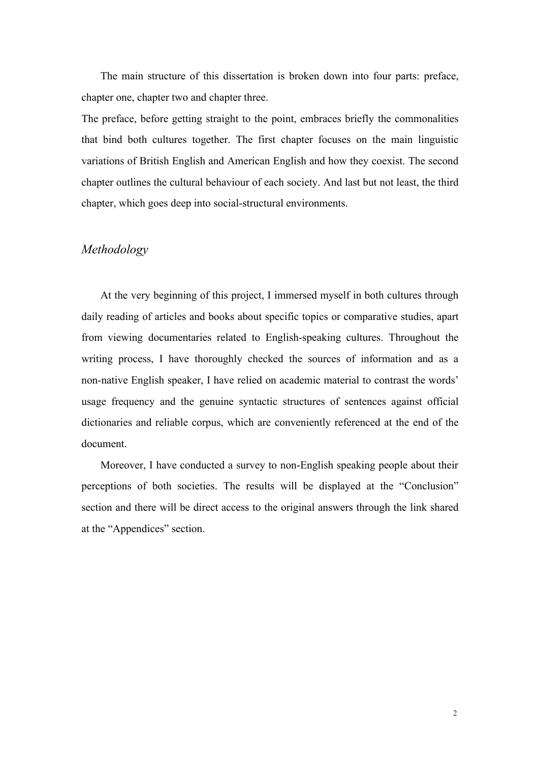The main structure of this dissertation is broken down into four parts: preface, chapter one, chapter two and chapter three.

The preface, before getting straight to the point, embraces briefly the commonalities that bind both cultures together. The first chapter focuses on the main linguistic variations of British English and American English and how they coexist. The second chapter outlines the cultural behaviour of each society. And last but not least, the third chapter, which goes deep into social-structural environments.

## *Methodology*

At the very beginning of this project, I immersed myself in both cultures through daily reading of articles and books about specific topics or comparative studies, apart from viewing documentaries related to English-speaking cultures. Throughout the writing process, I have thoroughly checked the sources of information and as a non-native English speaker, I have relied on academic material to contrast the words' usage frequency and the genuine syntactic structures of sentences against official dictionaries and reliable corpus, which are conveniently referenced at the end of the document.

Moreover, I have conducted a survey to non-English speaking people about their perceptions of both societies. The results will be displayed at the "Conclusion" section and there will be direct access to the original answers through the link shared at the "Appendices" section.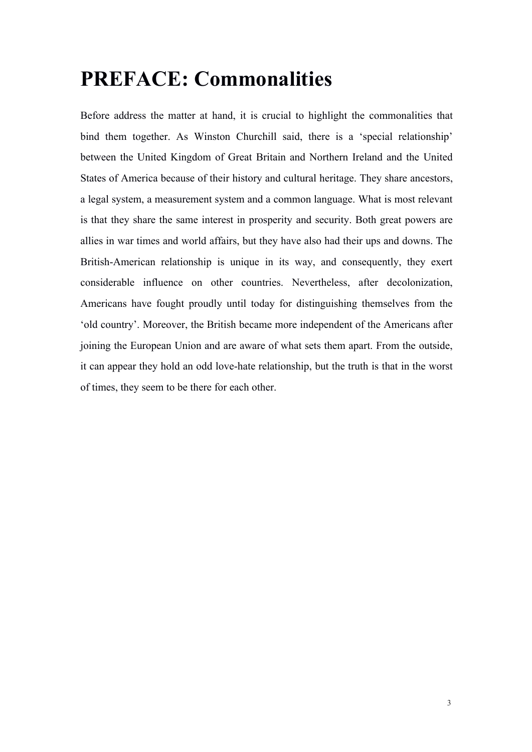# PREFACE: Commonalities

Before address the matter at hand, it is crucial to highlight the commonalities that bind them together. As Winston Churchill said, there is a 'special relationship' between the United Kingdom of Great Britain and Northern Ireland and the United States of America because of their history and cultural heritage. They share ancestors, a legal system, a measurement system and a common language. What is most relevant is that they share the same interest in prosperity and security. Both great powers are allies in war times and world affairs, but they have also had their ups and downs. The British-American relationship is unique in its way, and consequently, they exert considerable influence on other countries. Nevertheless, after decolonization, Americans have fought proudly until today for distinguishing themselves from the 'old country'. Moreover, the British became more independent of the Americans after joining the European Union and are aware of what sets them apart. From the outside, it can appear they hold an odd love-hate relationship, but the truth is that in the worst of times, they seem to be there for each other.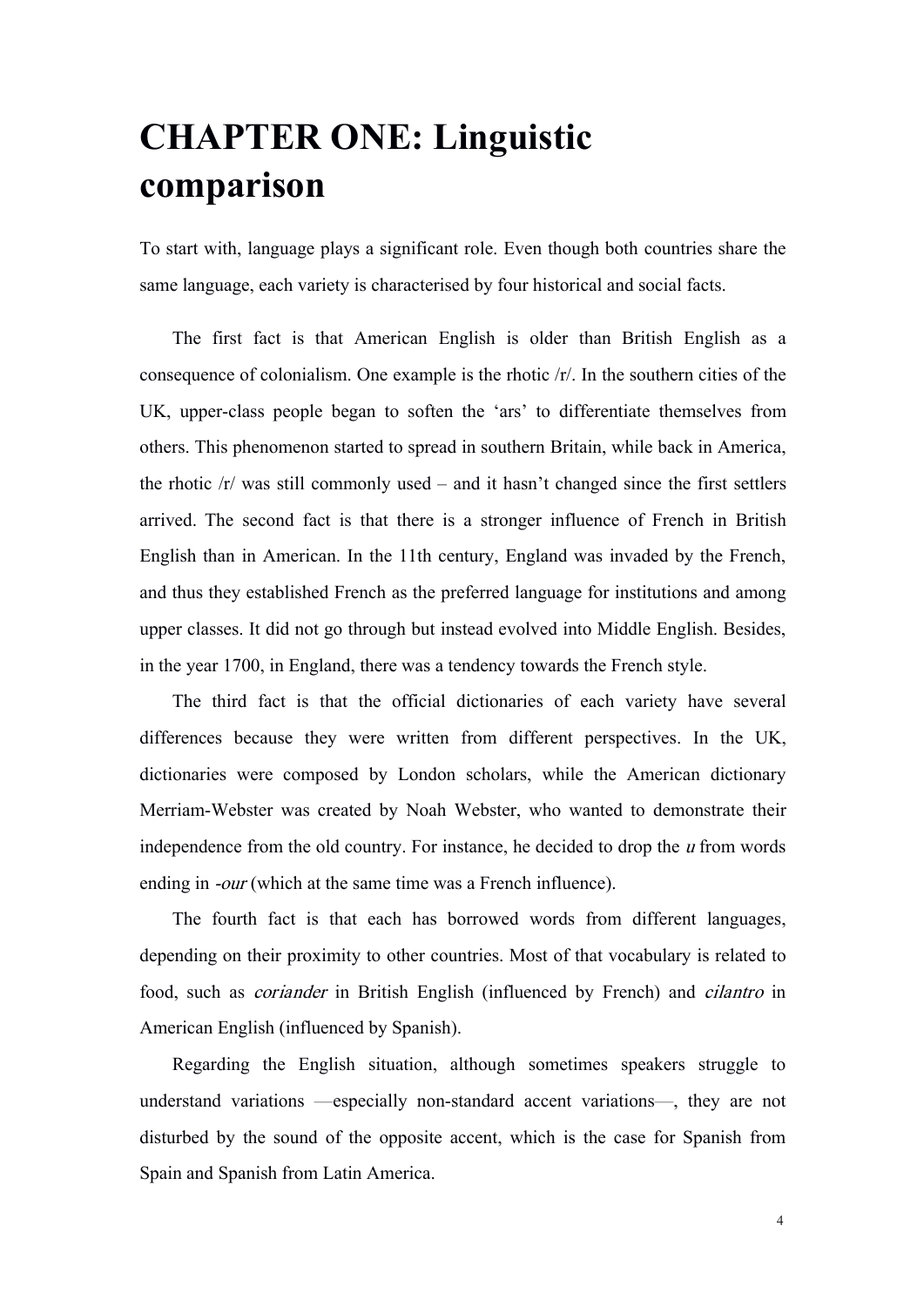# CHAPTER ONE: Linguistic comparison

To start with, language plays a significant role. Even though both countries share the same language, each variety is characterised by four historical and social facts.

The first fact is that American English is older than British English as a consequence of colonialism. One example is the rhotic /r/. In the southern cities of the UK, upper-class people began to soften the ‘ars’ to differentiate themselves from others. This phenomenon started to spread in southern Britain, while back in America, the rhotic /r/ was still commonly used – and it hasn’t changed since the first settlers arrived. The second fact is that there is a stronger influence of French in British English than in American. In the 11th century, England was invaded by the French, and thus they established French as the preferred language for institutions and among upper classes. It did not go through but instead evolved into Middle English. Besides, in the year 1700, in England, there was a tendency towards the French style.

The third fact is that the official dictionaries of each variety have several differences because they were written from different perspectives. In the UK, dictionaries were composed by London scholars, while the American dictionary Merriam-Webster was created by Noah Webster, who wanted to demonstrate their independence from the old country. For instance, he decided to drop the *u* from words ending in *-our* (which at the same time was a French influence).

The fourth fact is that each has borrowed words from different languages, depending on their proximity to other countries. Most of that vocabulary is related to food, such as *coriander* in British English (influenced by French) and *cilantro* in American English (influenced by Spanish).

Regarding the English situation, although sometimes speakers struggle to understand variations —especially non-standard accent variations—, they are not disturbed by the sound of the opposite accent, which is the case for Spanish from Spain and Spanish from Latin America.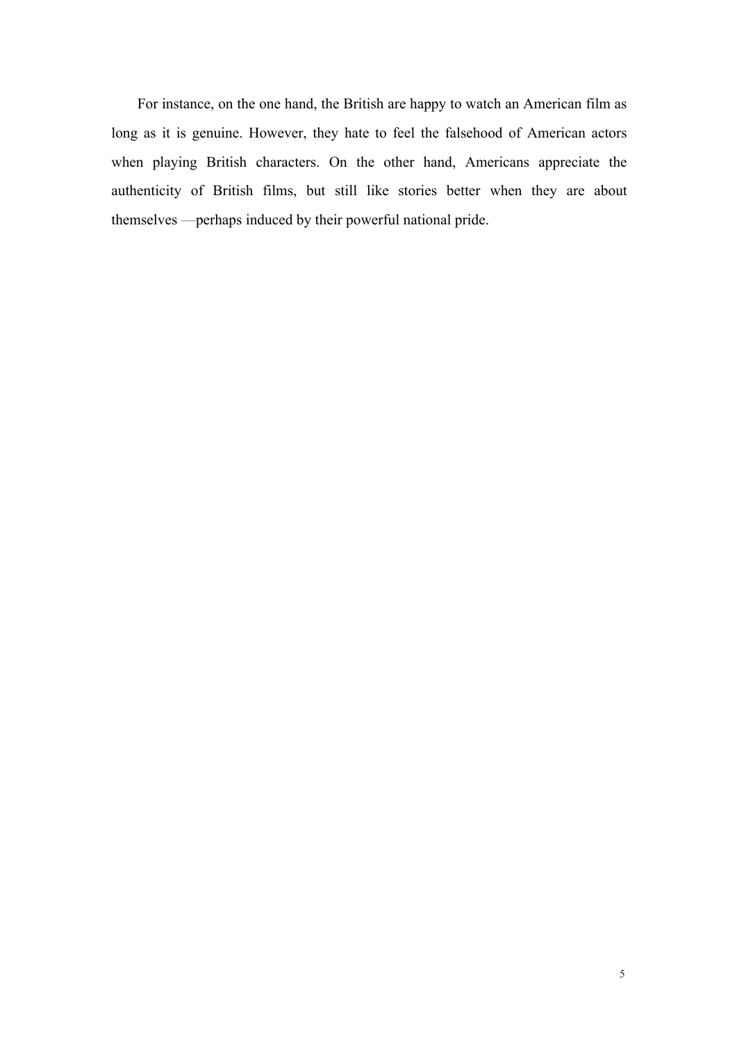For instance, on the one hand, the British are happy to watch an American film as long as it is genuine. However, they hate to feel the falsehood of American actors when playing British characters. On the other hand, Americans appreciate the authenticity of British films, but still like stories better when they are about themselves —perhaps induced by their powerful national pride.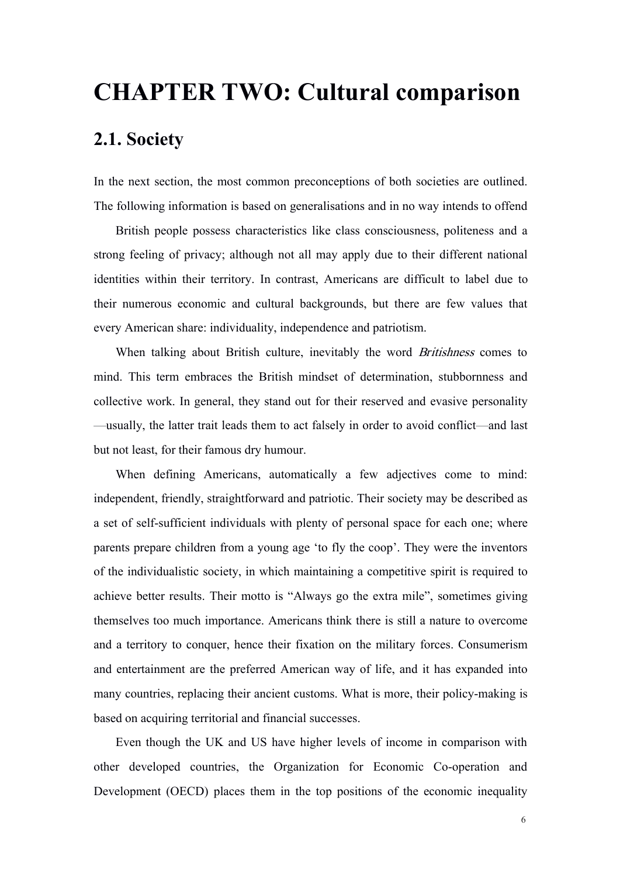# CHAPTER TWO: Cultural comparison

## 2.1. Society

In the next section, the most common preconceptions of both societies are outlined. The following information is based on generalisations and in no way intends to offend

British people possess characteristics like class consciousness, politeness and a strong feeling of privacy; although not all may apply due to their different national identities within their territory. In contrast, Americans are difficult to label due to their numerous economic and cultural backgrounds, but there are few values that every American share: individuality, independence and patriotism.

When talking about British culture, inevitably the word *Britishness* comes to mind. This term embraces the British mindset of determination, stubbornness and collective work. In general, they stand out for their reserved and evasive personality —usually, the latter trait leads them to act falsely in order to avoid conflict—and last but not least, for their famous dry humour.

When defining Americans, automatically a few adjectives come to mind: independent, friendly, straightforward and patriotic. Their society may be described as a set of self-sufficient individuals with plenty of personal space for each one; where parents prepare children from a young age 'to fly the coop'. They were the inventors of the individualistic society, in which maintaining a competitive spirit is required to achieve better results. Their motto is "Always go the extra mile", sometimes giving themselves too much importance. Americans think there is still a nature to overcome and a territory to conquer, hence their fixation on the military forces. Consumerism and entertainment are the preferred American way of life, and it has expanded into many countries, replacing their ancient customs. What is more, their policy-making is based on acquiring territorial and financial successes.

Even though the UK and US have higher levels of income in comparison with other developed countries, the Organization for Economic Co-operation and Development (OECD) places them in the top positions of the economic inequality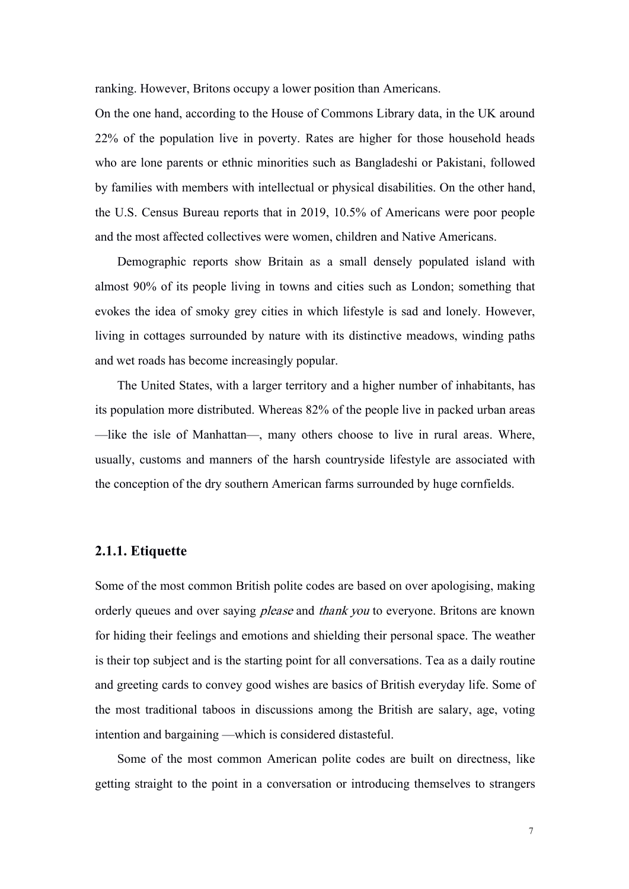ranking. However, Britons occupy a lower position than Americans.

On the one hand, according to the House of Commons Library data, in the UK around 22% of the population live in poverty. Rates are higher for those household heads who are lone parents or ethnic minorities such as Bangladeshi or Pakistani, followed by families with members with intellectual or physical disabilities. On the other hand, the U.S. Census Bureau reports that in 2019, 10.5% of Americans were poor people and the most affected collectives were women, children and Native Americans.

Demographic reports show Britain as a small densely populated island with almost 90% of its people living in towns and cities such as London; something that evokes the idea of smoky grey cities in which lifestyle is sad and lonely. However, living in cottages surrounded by nature with its distinctive meadows, winding paths and wet roads has become increasingly popular.

The United States, with a larger territory and a higher number of inhabitants, has its population more distributed. Whereas 82% of the people live in packed urban areas —like the isle of Manhattan—, many others choose to live in rural areas. Where, usually, customs and manners of the harsh countryside lifestyle are associated with the conception of the dry southern American farms surrounded by huge cornfields.

### 2.1.1. Etiquette

Some of the most common British polite codes are based on over apologising, making orderly queues and over saying *please* and *thank you* to everyone. Britons are known for hiding their feelings and emotions and shielding their personal space. The weather is their top subject and is the starting point for all conversations. Tea as a daily routine and greeting cards to convey good wishes are basics of British everyday life. Some of the most traditional taboos in discussions among the British are salary, age, voting intention and bargaining —which is considered distasteful.

Some of the most common American polite codes are built on directness, like getting straight to the point in a conversation or introducing themselves to strangers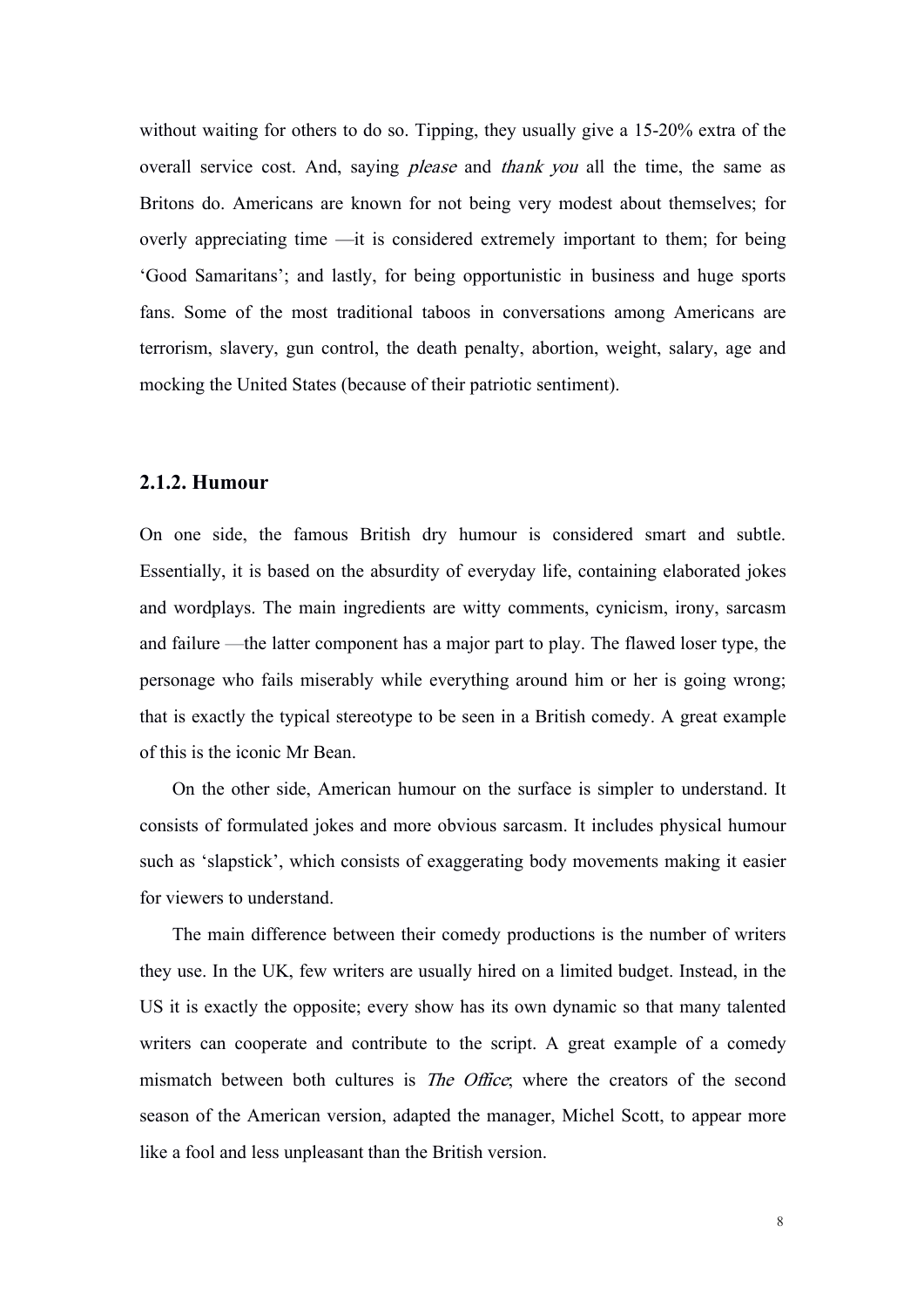without waiting for others to do so. Tipping, they usually give a 15-20% extra of the overall service cost. And, saying *please* and *thank you* all the time, the same as Britons do. Americans are known for not being very modest about themselves; for overly appreciating time —it is considered extremely important to them; for being 'Good Samaritans'; and lastly, for being opportunistic in business and huge sports fans. Some of the most traditional taboos in conversations among Americans are terrorism, slavery, gun control, the death penalty, abortion, weight, salary, age and mocking the United States (because of their patriotic sentiment).

### 2.1.2. Humour

On one side, the famous British dry humour is considered smart and subtle. Essentially, it is based on the absurdity of everyday life, containing elaborated jokes and wordplays. The main ingredients are witty comments, cynicism, irony, sarcasm and failure —the latter component has a major part to play. The flawed loser type, the personage who fails miserably while everything around him or her is going wrong; that is exactly the typical stereotype to be seen in a British comedy. A great example of this is the iconic Mr Bean.

On the other side, American humour on the surface is simpler to understand. It consists of formulated jokes and more obvious sarcasm. It includes physical humour such as 'slapstick', which consists of exaggerating body movements making it easier for viewers to understand.

The main difference between their comedy productions is the number of writers they use. In the UK, few writers are usually hired on a limited budget. Instead, in the US it is exactly the opposite; every show has its own dynamic so that many talented writers can cooperate and contribute to the script. A great example of a comedy mismatch between both cultures is *The Office*; where the creators of the second season of the American version, adapted the manager, Michel Scott, to appear more like a fool and less unpleasant than the British version.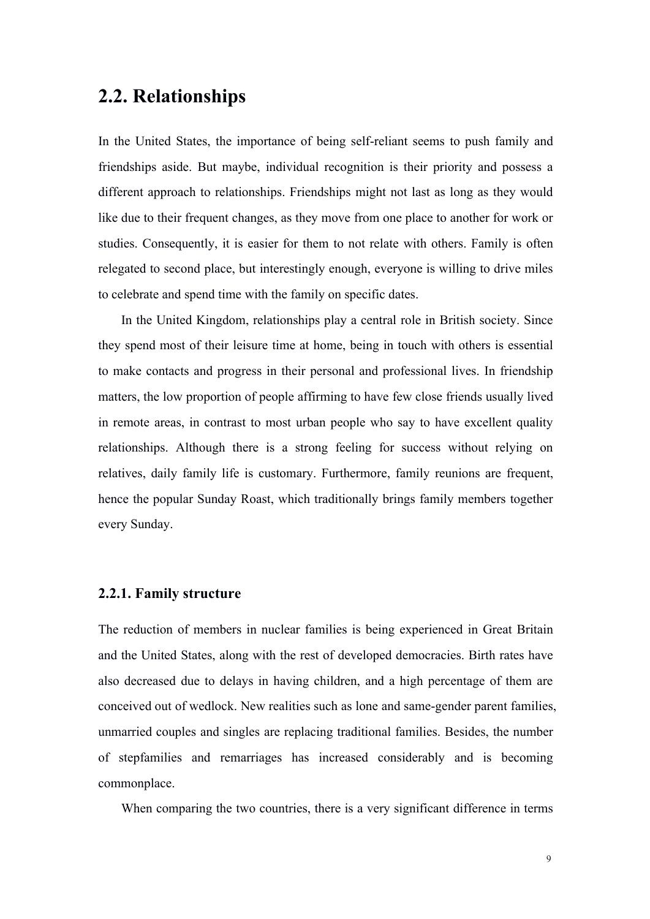## 2.2. Relationships

In the United States, the importance of being self-reliant seems to push family and friendships aside. But maybe, individual recognition is their priority and possess a different approach to relationships. Friendships might not last as long as they would like due to their frequent changes, as they move from one place to another for work or studies. Consequently, it is easier for them to not relate with others. Family is often relegated to second place, but interestingly enough, everyone is willing to drive miles to celebrate and spend time with the family on specific dates.

In the United Kingdom, relationships play a central role in British society. Since they spend most of their leisure time at home, being in touch with others is essential to make contacts and progress in their personal and professional lives. In friendship matters, the low proportion of people affirming to have few close friends usually lived in remote areas, in contrast to most urban people who say to have excellent quality relationships. Although there is a strong feeling for success without relying on relatives, daily family life is customary. Furthermore, family reunions are frequent, hence the popular Sunday Roast, which traditionally brings family members together every Sunday.

### 2.2.1. Family structure

The reduction of members in nuclear families is being experienced in Great Britain and the United States, along with the rest of developed democracies. Birth rates have also decreased due to delays in having children, and a high percentage of them are conceived out of wedlock. New realities such as lone and same-gender parent families, unmarried couples and singles are replacing traditional families. Besides, the number of stepfamilies and remarriages has increased considerably and is becoming commonplace.

When comparing the two countries, there is a very significant difference in terms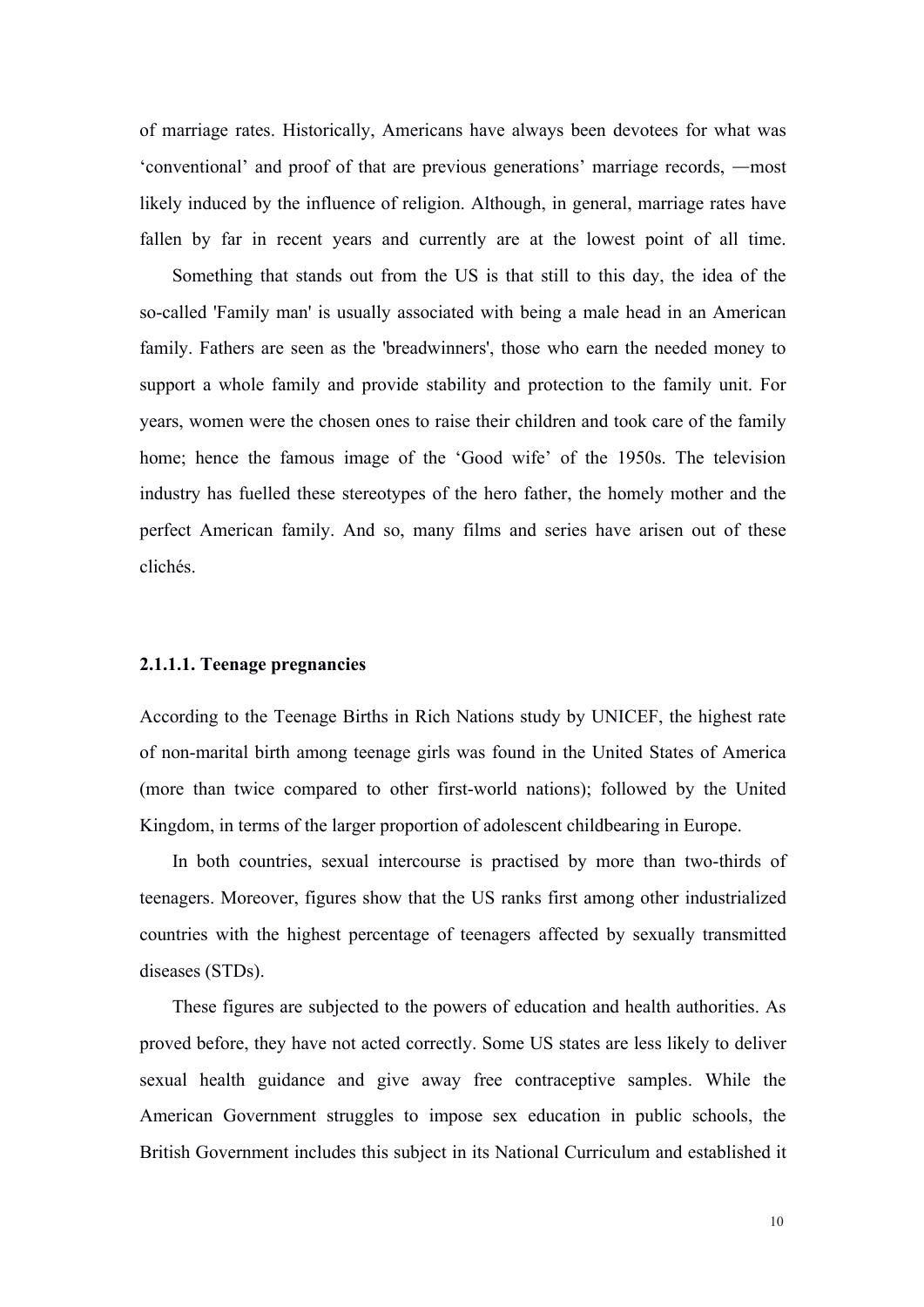of marriage rates. Historically, Americans have always been devotees for what was ‘conventional’ and proof of that are previous generations’ marriage records, —most likely induced by the influence of religion. Although, in general, marriage rates have fallen by far in recent years and currently are at the lowest point of all time.

Something that stands out from the US is that still to this day, the idea of the so-called 'Family man' is usually associated with being a male head in an American family. Fathers are seen as the 'breadwinners', those who earn the needed money to support a whole family and provide stability and protection to the family unit. For years, women were the chosen ones to raise their children and took care of the family home; hence the famous image of the ‘Good wife’ of the 1950s. The television industry has fuelled these stereotypes of the hero father, the homely mother and the perfect American family. And so, many films and series have arisen out of these clichés.

#### 2.1.1.1. Teenage pregnancies

According to the Teenage Births in Rich Nations study by UNICEF, the highest rate of non-marital birth among teenage girls was found in the United States of America (more than twice compared to other first-world nations); followed by the United Kingdom, in terms of the larger proportion of adolescent childbearing in Europe.

In both countries, sexual intercourse is practised by more than two-thirds of teenagers. Moreover, figures show that the US ranks first among other industrialized countries with the highest percentage of teenagers affected by sexually transmitted diseases (STDs).

These figures are subjected to the powers of education and health authorities. As proved before, they have not acted correctly. Some US states are less likely to deliver sexual health guidance and give away free contraceptive samples. While the American Government struggles to impose sex education in public schools, the British Government includes this subject in its National Curriculum and established it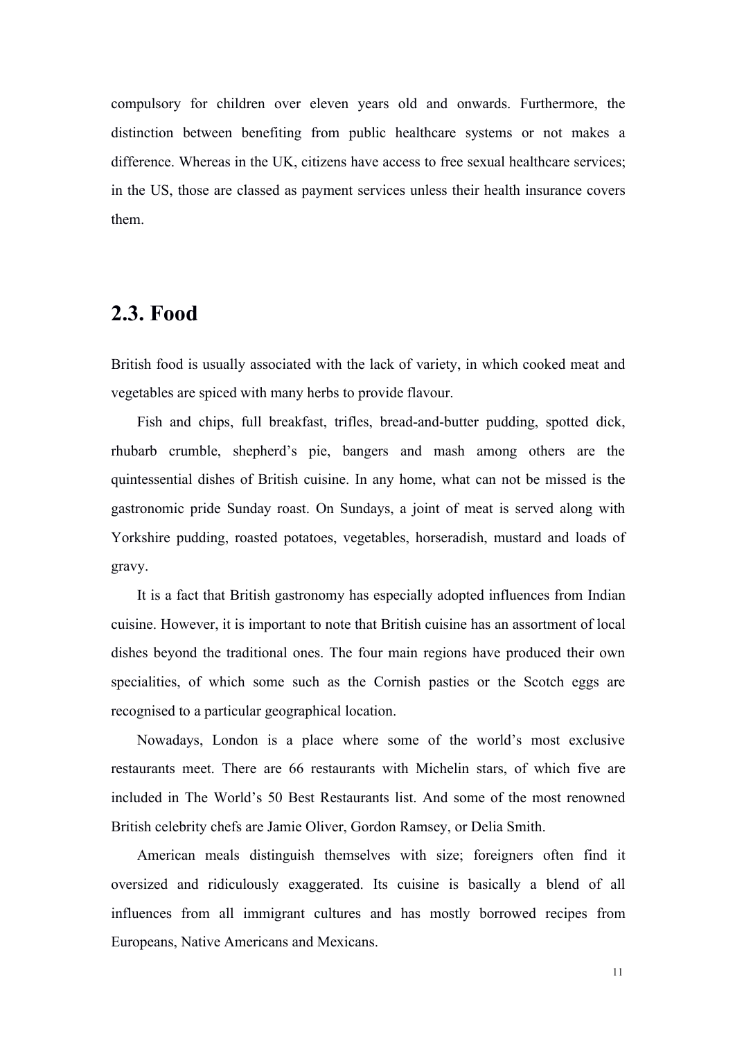compulsory for children over eleven years old and onwards. Furthermore, the distinction between benefiting from public healthcare systems or not makes a difference. Whereas in the UK, citizens have access to free sexual healthcare services; in the US, those are classed as payment services unless their health insurance covers them.

## 2.3. Food

British food is usually associated with the lack of variety, in which cooked meat and vegetables are spiced with many herbs to provide flavour.

Fish and chips, full breakfast, trifles, bread-and-butter pudding, spotted dick, rhubarb crumble, shepherd's pie, bangers and mash among others are the quintessential dishes of British cuisine. In any home, what can not be missed is the gastronomic pride Sunday roast. On Sundays, a joint of meat is served along with Yorkshire pudding, roasted potatoes, vegetables, horseradish, mustard and loads of gravy.

It is a fact that British gastronomy has especially adopted influences from Indian cuisine. However, it is important to note that British cuisine has an assortment of local dishes beyond the traditional ones. The four main regions have produced their own specialities, of which some such as the Cornish pasties or the Scotch eggs are recognised to a particular geographical location.

Nowadays, London is a place where some of the world's most exclusive restaurants meet. There are 66 restaurants with Michelin stars, of which five are included in The World's 50 Best Restaurants list. And some of the most renowned British celebrity chefs are Jamie Oliver, Gordon Ramsey, or Delia Smith.

American meals distinguish themselves with size; foreigners often find it oversized and ridiculously exaggerated. Its cuisine is basically a blend of all influences from all immigrant cultures and has mostly borrowed recipes from Europeans, Native Americans and Mexicans.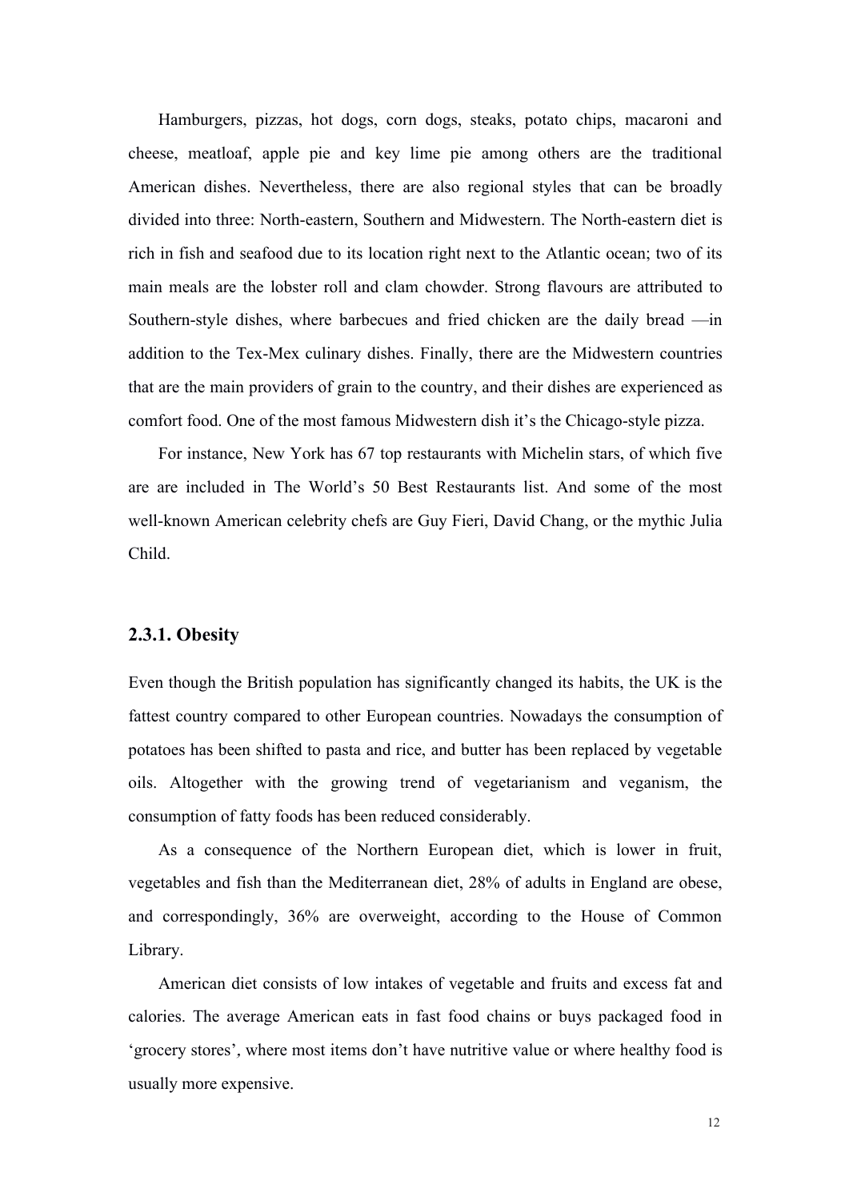Hamburgers, pizzas, hot dogs, corn dogs, steaks, potato chips, macaroni and cheese, meatloaf, apple pie and key lime pie among others are the traditional American dishes. Nevertheless, there are also regional styles that can be broadly divided into three: North-eastern, Southern and Midwestern. The North-eastern diet is rich in fish and seafood due to its location right next to the Atlantic ocean; two of its main meals are the lobster roll and clam chowder. Strong flavours are attributed to Southern-style dishes, where barbecues and fried chicken are the daily bread —in addition to the Tex-Mex culinary dishes. Finally, there are the Midwestern countries that are the main providers of grain to the country, and their dishes are experienced as comfort food. One of the most famous Midwestern dish it's the Chicago-style pizza.

For instance, New York has 67 top restaurants with Michelin stars, of which five are are included in The World's 50 Best Restaurants list. And some of the most well-known American celebrity chefs are Guy Fieri, David Chang, or the mythic Julia Child.

### 2.3.1. Obesity

Even though the British population has significantly changed its habits, the UK is the fattest country compared to other European countries. Nowadays the consumption of potatoes has been shifted to pasta and rice, and butter has been replaced by vegetable oils. Altogether with the growing trend of vegetarianism and veganism, the consumption of fatty foods has been reduced considerably.

As a consequence of the Northern European diet, which is lower in fruit, vegetables and fish than the Mediterranean diet, 28% of adults in England are obese, and correspondingly, 36% are overweight, according to the House of Common Library.

American diet consists of low intakes of vegetable and fruits and excess fat and calories. The average American eats in fast food chains or buys packaged food in 'grocery stores', where most items don't have nutritive value or where healthy food is usually more expensive.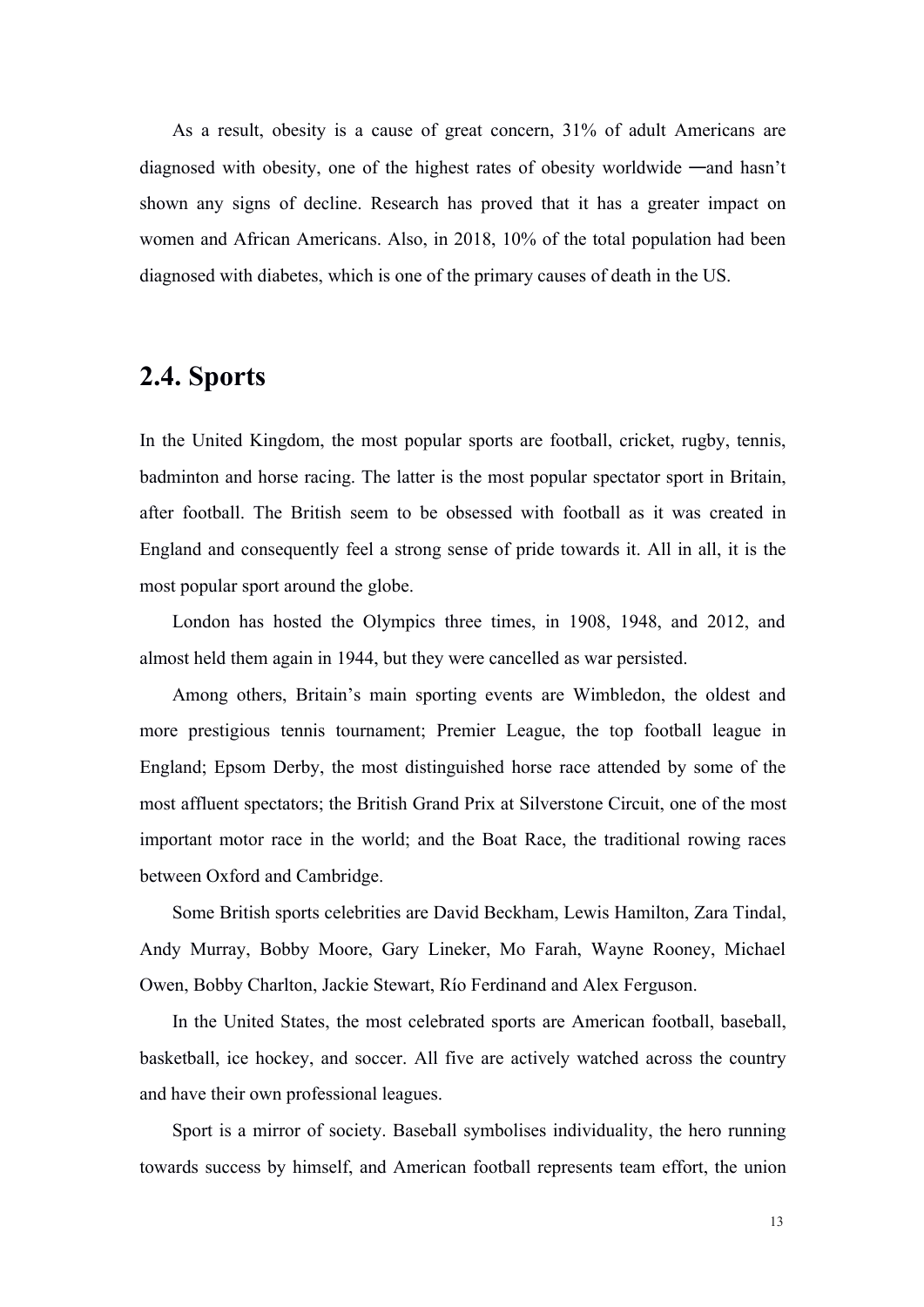As a result, obesity is a cause of great concern, 31% of adult Americans are diagnosed with obesity, one of the highest rates of obesity worldwide —and hasn't shown any signs of decline. Research has proved that it has a greater impact on women and African Americans. Also, in 2018, 10% of the total population had been diagnosed with diabetes, which is one of the primary causes of death in the US.

## 2.4. Sports

In the United Kingdom, the most popular sports are football, cricket, rugby, tennis, badminton and horse racing. The latter is the most popular spectator sport in Britain, after football. The British seem to be obsessed with football as it was created in England and consequently feel a strong sense of pride towards it. All in all, it is the most popular sport around the globe.

London has hosted the Olympics three times, in 1908, 1948, and 2012, and almost held them again in 1944, but they were cancelled as war persisted.

Among others, Britain's main sporting events are Wimbledon, the oldest and more prestigious tennis tournament; Premier League, the top football league in England; Epsom Derby, the most distinguished horse race attended by some of the most affluent spectators; the British Grand Prix at Silverstone Circuit, one of the most important motor race in the world; and the Boat Race, the traditional rowing races between Oxford and Cambridge.

Some British sports celebrities are David Beckham, Lewis Hamilton, Zara Tindal, Andy Murray, Bobby Moore, Gary Lineker, Mo Farah, Wayne Rooney, Michael Owen, Bobby Charlton, Jackie Stewart, Río Ferdinand and Alex Ferguson.

In the United States, the most celebrated sports are American football, baseball, basketball, ice hockey, and soccer. All five are actively watched across the country and have their own professional leagues.

Sport is a mirror of society. Baseball symbolises individuality, the hero running towards success by himself, and American football represents team effort, the union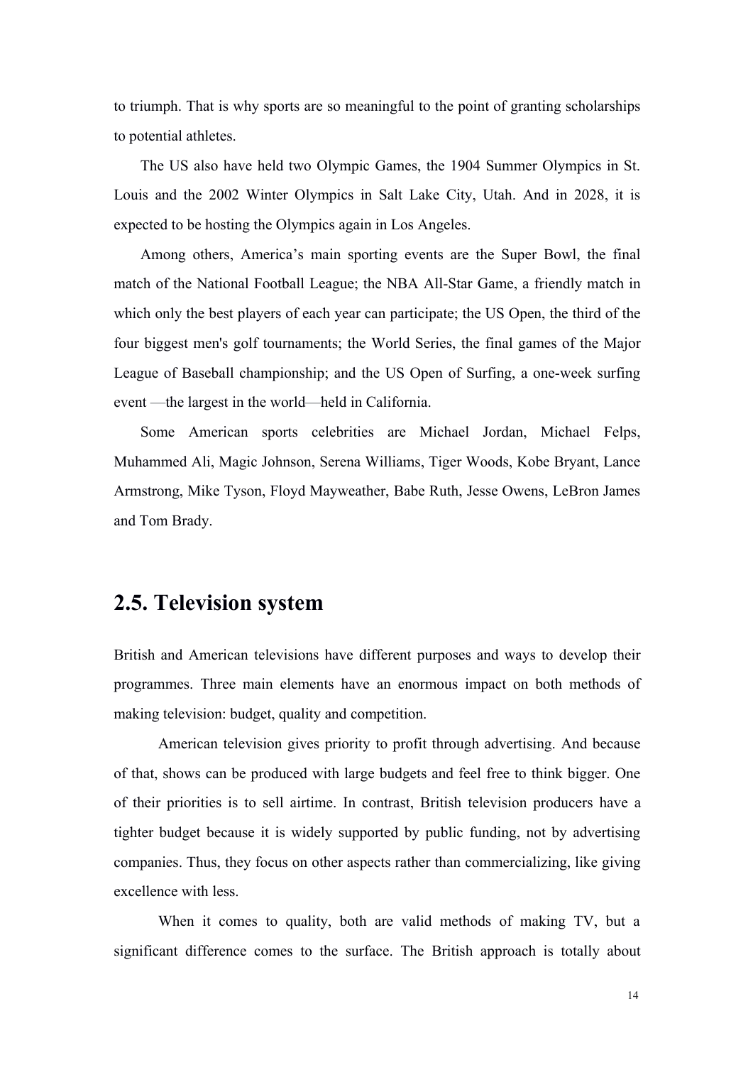to triumph. That is why sports are so meaningful to the point of granting scholarships to potential athletes.

The US also have held two Olympic Games, the 1904 Summer Olympics in St. Louis and the 2002 Winter Olympics in Salt Lake City, Utah. And in 2028, it is expected to be hosting the Olympics again in Los Angeles.

Among others, America's main sporting events are the Super Bowl, the final match of the National Football League; the NBA All-Star Game, a friendly match in which only the best players of each year can participate; the US Open, the third of the four biggest men's golf tournaments; the World Series, the final games of the Major League of Baseball championship; and the US Open of Surfing, a one-week surfing event —the largest in the world—held in California.

Some American sports celebrities are Michael Jordan, Michael Felps, Muhammed Ali, Magic Johnson, Serena Williams, Tiger Woods, Kobe Bryant, Lance Armstrong, Mike Tyson, Floyd Mayweather, Babe Ruth, Jesse Owens, LeBron James and Tom Brady.

## 2.5. Television system

British and American televisions have different purposes and ways to develop their programmes. Three main elements have an enormous impact on both methods of making television: budget, quality and competition.

American television gives priority to profit through advertising. And because of that, shows can be produced with large budgets and feel free to think bigger. One of their priorities is to sell airtime. In contrast, British television producers have a tighter budget because it is widely supported by public funding, not by advertising companies. Thus, they focus on other aspects rather than commercializing, like giving excellence with less.

When it comes to quality, both are valid methods of making TV, but a significant difference comes to the surface. The British approach is totally about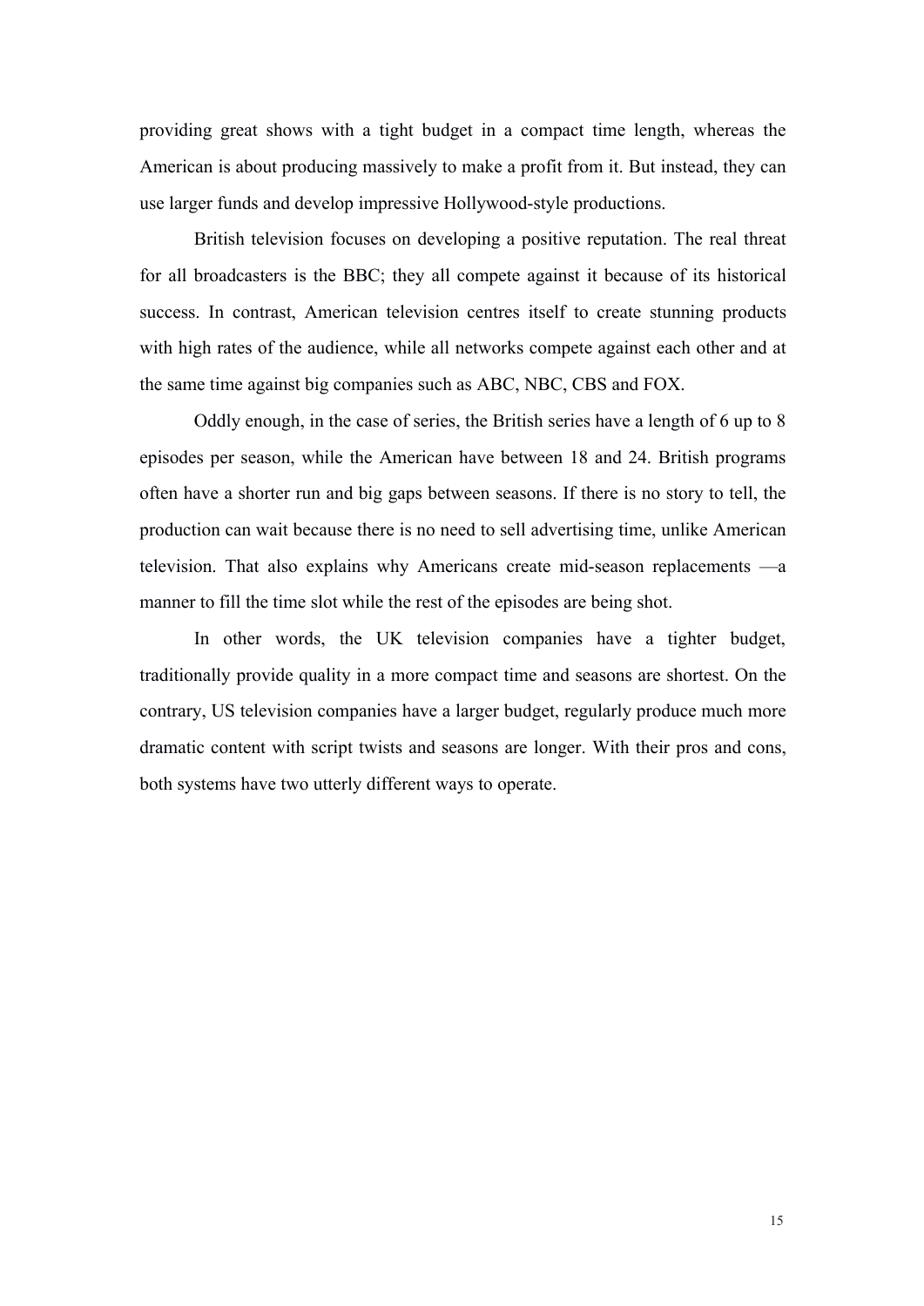providing great shows with a tight budget in a compact time length, whereas the American is about producing massively to make a profit from it. But instead, they can use larger funds and develop impressive Hollywood-style productions.

British television focuses on developing a positive reputation. The real threat for all broadcasters is the BBC; they all compete against it because of its historical success. In contrast, American television centres itself to create stunning products with high rates of the audience, while all networks compete against each other and at the same time against big companies such as ABC, NBC, CBS and FOX.

Oddly enough, in the case of series, the British series have a length of 6 up to 8 episodes per season, while the American have between 18 and 24. British programs often have a shorter run and big gaps between seasons. If there is no story to tell, the production can wait because there is no need to sell advertising time, unlike American television. That also explains why Americans create mid-season replacements —a manner to fill the time slot while the rest of the episodes are being shot.

In other words, the UK television companies have a tighter budget, traditionally provide quality in a more compact time and seasons are shortest. On the contrary, US television companies have a larger budget, regularly produce much more dramatic content with script twists and seasons are longer. With their pros and cons, both systems have two utterly different ways to operate.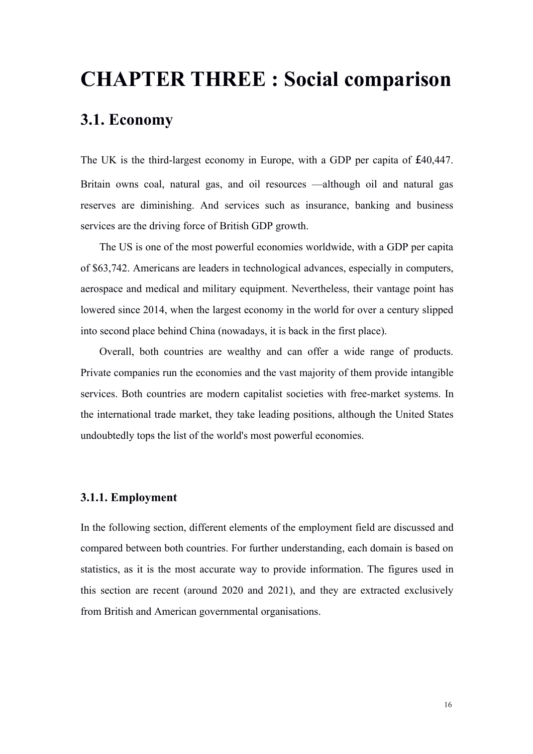# CHAPTER THREE : Social comparison

## 3.1. Economy

The UK is the third-largest economy in Europe, with a GDP per capita of £40,447. Britain owns coal, natural gas, and oil resources —although oil and natural gas reserves are diminishing. And services such as insurance, banking and business services are the driving force of British GDP growth.

The US is one of the most powerful economies worldwide, with a GDP per capita of $63,742. Americans are leaders in technological advances, especially in computers, aerospace and medical and military equipment. Nevertheless, their vantage point has lowered since 2014, when the largest economy in the world for over a century slipped into second place behind China (nowadays, it is back in the first place).

Overall, both countries are wealthy and can offer a wide range of products. Private companies run the economies and the vast majority of them provide intangible services. Both countries are modern capitalist societies with free-market systems. In the international trade market, they take leading positions, although the United States undoubtedly tops the list of the world's most powerful economies.

### 3.1.1. Employment

In the following section, different elements of the employment field are discussed and compared between both countries. For further understanding, each domain is based on statistics, as it is the most accurate way to provide information. The figures used in this section are recent (around 2020 and 2021), and they are extracted exclusively from British and American governmental organisations.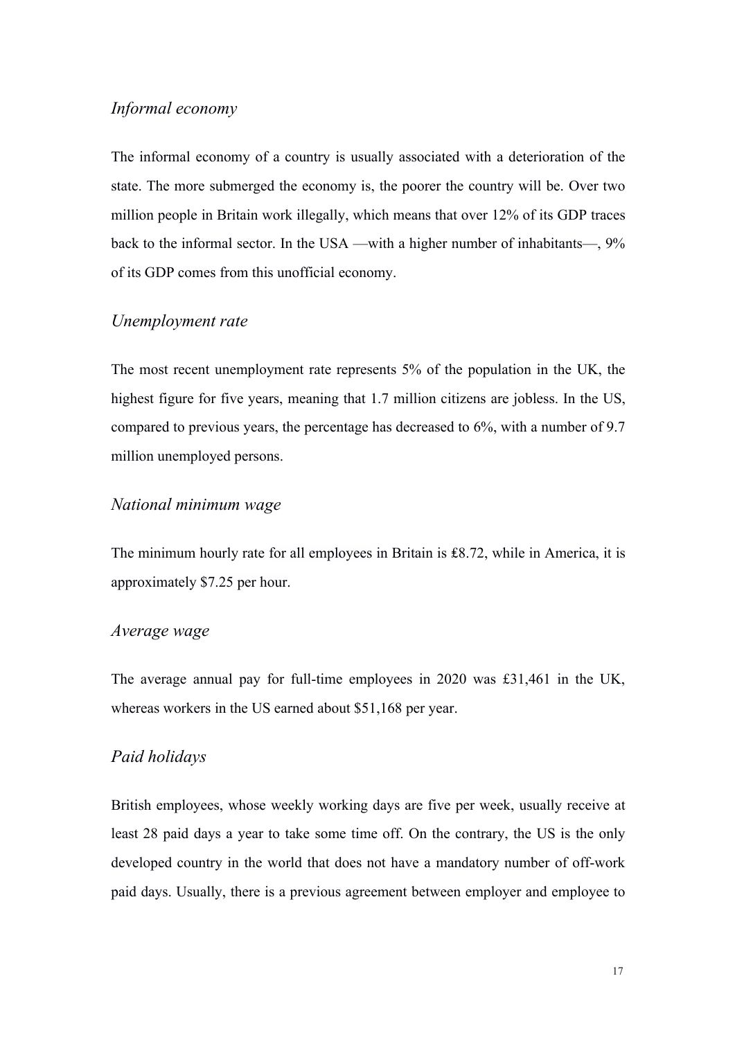### *Informal economy*

The informal economy of a country is usually associated with a deterioration of the state. The more submerged the economy is, the poorer the country will be. Over two million people in Britain work illegally, which means that over 12% of its GDP traces back to the informal sector. In the USA —with a higher number of inhabitants—, 9% of its GDP comes from this unofficial economy.

### *Unemployment rate*

The most recent unemployment rate represents 5% of the population in the UK, the highest figure for five years, meaning that 1.7 million citizens are jobless. In the US, compared to previous years, the percentage has decreased to 6%, with a number of 9.7 million unemployed persons.

### *National minimum wage*

The minimum hourly rate for all employees in Britain is ₤8.72, while in America, it is approximately $7.25 per hour.

### *Average wage*

The average annual pay for full-time employees in 2020 was £31,461 in the UK, whereas workers in the US earned about $51,168 per year.

### *Paid holidays*

British employees, whose weekly working days are five per week, usually receive at least 28 paid days a year to take some time off. On the contrary, the US is the only developed country in the world that does not have a mandatory number of off-work paid days. Usually, there is a previous agreement between employer and employee to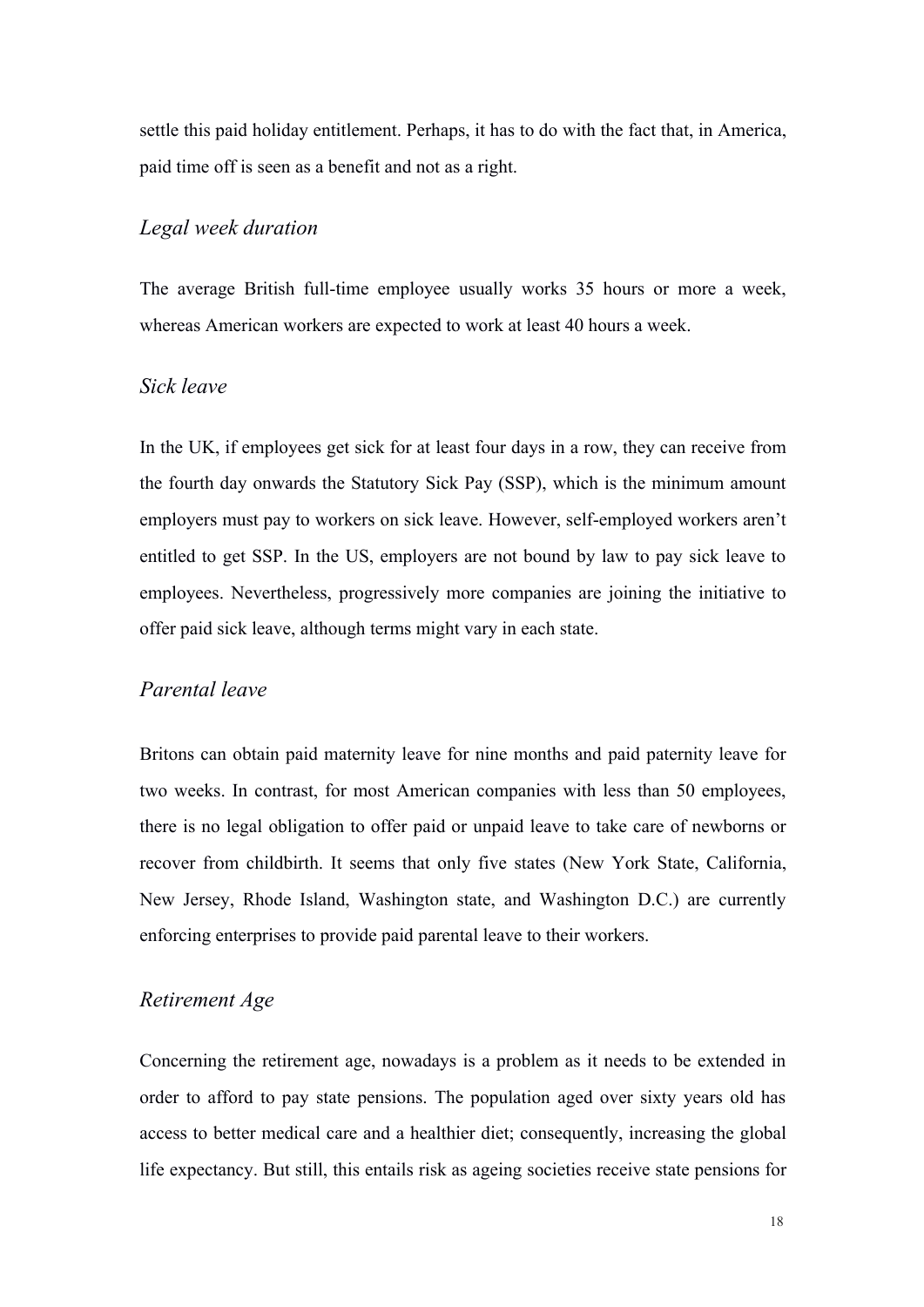settle this paid holiday entitlement. Perhaps, it has to do with the fact that, in America, paid time off is seen as a benefit and not as a right.

### *Legal week duration*

The average British full-time employee usually works 35 hours or more a week, whereas American workers are expected to work at least 40 hours a week.

### *Sick leave*

In the UK, if employees get sick for at least four days in a row, they can receive from the fourth day onwards the Statutory Sick Pay (SSP), which is the minimum amount employers must pay to workers on sick leave. However, self-employed workers aren't entitled to get SSP. In the US, employers are not bound by law to pay sick leave to employees. Nevertheless, progressively more companies are joining the initiative to offer paid sick leave, although terms might vary in each state.

### *Parental leave*

Britons can obtain paid maternity leave for nine months and paid paternity leave for two weeks. In contrast, for most American companies with less than 50 employees, there is no legal obligation to offer paid or unpaid leave to take care of newborns or recover from childbirth. It seems that only five states (New York State, California, New Jersey, Rhode Island, Washington state, and Washington D.C.) are currently enforcing enterprises to provide paid parental leave to their workers.

### *Retirement Age*

Concerning the retirement age, nowadays is a problem as it needs to be extended in order to afford to pay state pensions. The population aged over sixty years old has access to better medical care and a healthier diet; consequently, increasing the global life expectancy. But still, this entails risk as ageing societies receive state pensions for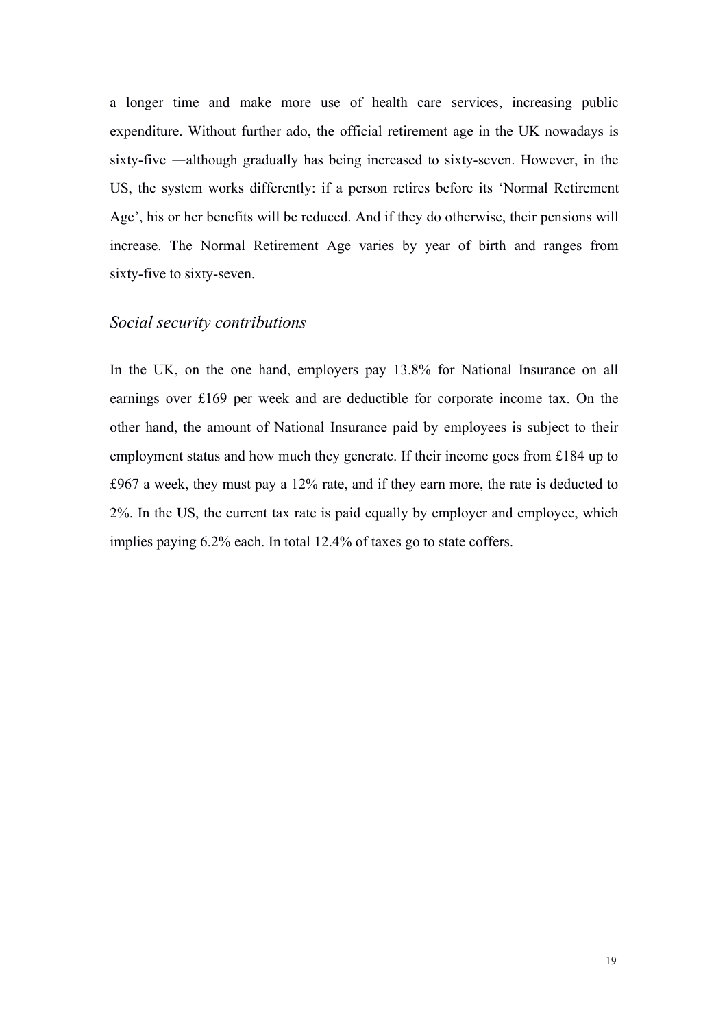a longer time and make more use of health care services, increasing public expenditure. Without further ado, the official retirement age in the UK nowadays is sixty-five —although gradually has being increased to sixty-seven. However, in the US, the system works differently: if a person retires before its 'Normal Retirement Age', his or her benefits will be reduced. And if they do otherwise, their pensions will increase. The Normal Retirement Age varies by year of birth and ranges from sixty-five to sixty-seven.

### *Social security contributions*

In the UK, on the one hand, employers pay 13.8% for National Insurance on all earnings over £169 per week and are deductible for corporate income tax. On the other hand, the amount of National Insurance paid by employees is subject to their employment status and how much they generate. If their income goes from £184 up to £967 a week, they must pay a 12% rate, and if they earn more, the rate is deducted to 2%. In the US, the current tax rate is paid equally by employer and employee, which implies paying 6.2% each. In total 12.4% of taxes go to state coffers.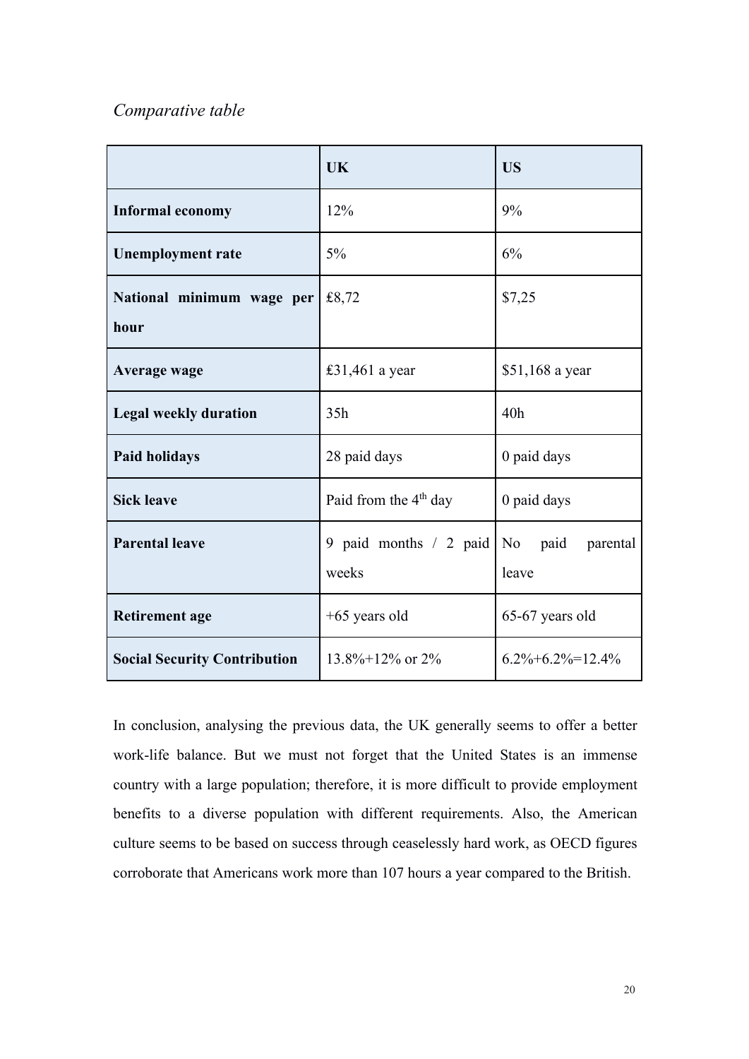*Comparative table*

| | UK | US |
|---|---|---|
| **Informal economy** | 12% | 9% |
| **Unemployment rate** | 5% | 6% |
| **National minimum wage per hour** | £8,72 | $7,25 |
| **Average wage** | £31,461 a year | $51,168 a year |
| **Legal weekly duration** | 35h | 40h |
| **Paid holidays** | 28 paid days | 0 paid days |
| **Sick leave** | Paid from the 4th day | 0 paid days |
| **Parental leave** | 9 paid months / 2 paid weeks | No paid parental leave |
| **Retirement age** | +65 years old | 65-67 years old |
| **Social Security Contribution** | 13.8%+12% or 2% | 6.2%+6.2%=12.4% |

In conclusion, analysing the previous data, the UK generally seems to offer a better work-life balance. But we must not forget that the United States is an immense country with a large population; therefore, it is more difficult to provide employment benefits to a diverse population with different requirements. Also, the American culture seems to be based on success through ceaselessly hard work, as OECD figures corroborate that Americans work more than 107 hours a year compared to the British.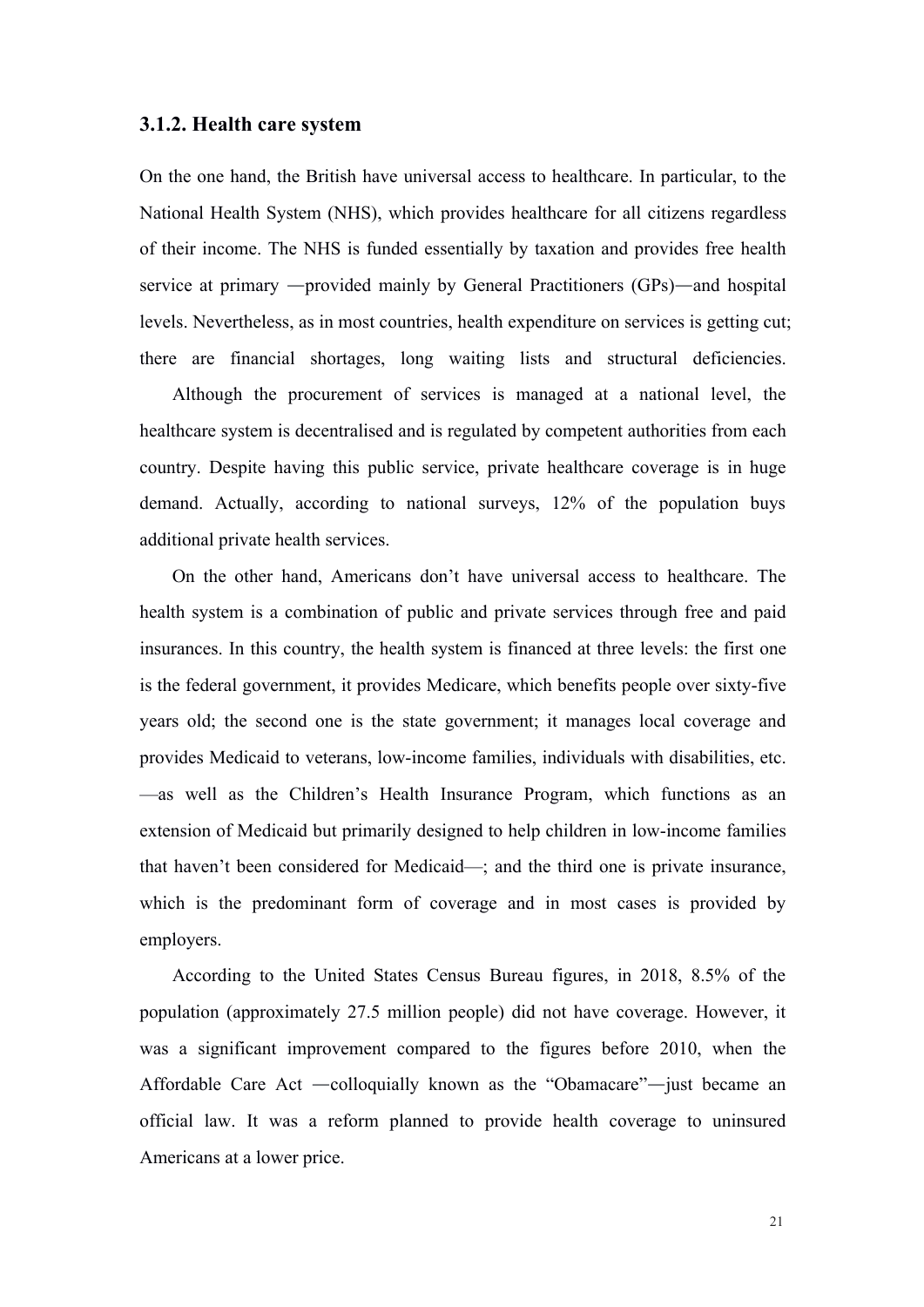### 3.1.2. Health care system

On the one hand, the British have universal access to healthcare. In particular, to the National Health System (NHS), which provides healthcare for all citizens regardless of their income. The NHS is funded essentially by taxation and provides free health service at primary —provided mainly by General Practitioners (GPs)—and hospital levels. Nevertheless, as in most countries, health expenditure on services is getting cut; there are financial shortages, long waiting lists and structural deficiencies.

Although the procurement of services is managed at a national level, the healthcare system is decentralised and is regulated by competent authorities from each country. Despite having this public service, private healthcare coverage is in huge demand. Actually, according to national surveys, 12% of the population buys additional private health services.

On the other hand, Americans don't have universal access to healthcare. The health system is a combination of public and private services through free and paid insurances. In this country, the health system is financed at three levels: the first one is the federal government, it provides Medicare, which benefits people over sixty-five years old; the second one is the state government; it manages local coverage and provides Medicaid to veterans, low-income families, individuals with disabilities, etc. —as well as the Children's Health Insurance Program, which functions as an extension of Medicaid but primarily designed to help children in low-income families that haven't been considered for Medicaid—; and the third one is private insurance, which is the predominant form of coverage and in most cases is provided by employers.

According to the United States Census Bureau figures, in 2018, 8.5% of the population (approximately 27.5 million people) did not have coverage. However, it was a significant improvement compared to the figures before 2010, when the Affordable Care Act —colloquially known as the "Obamacare"—just became an official law. It was a reform planned to provide health coverage to uninsured Americans at a lower price.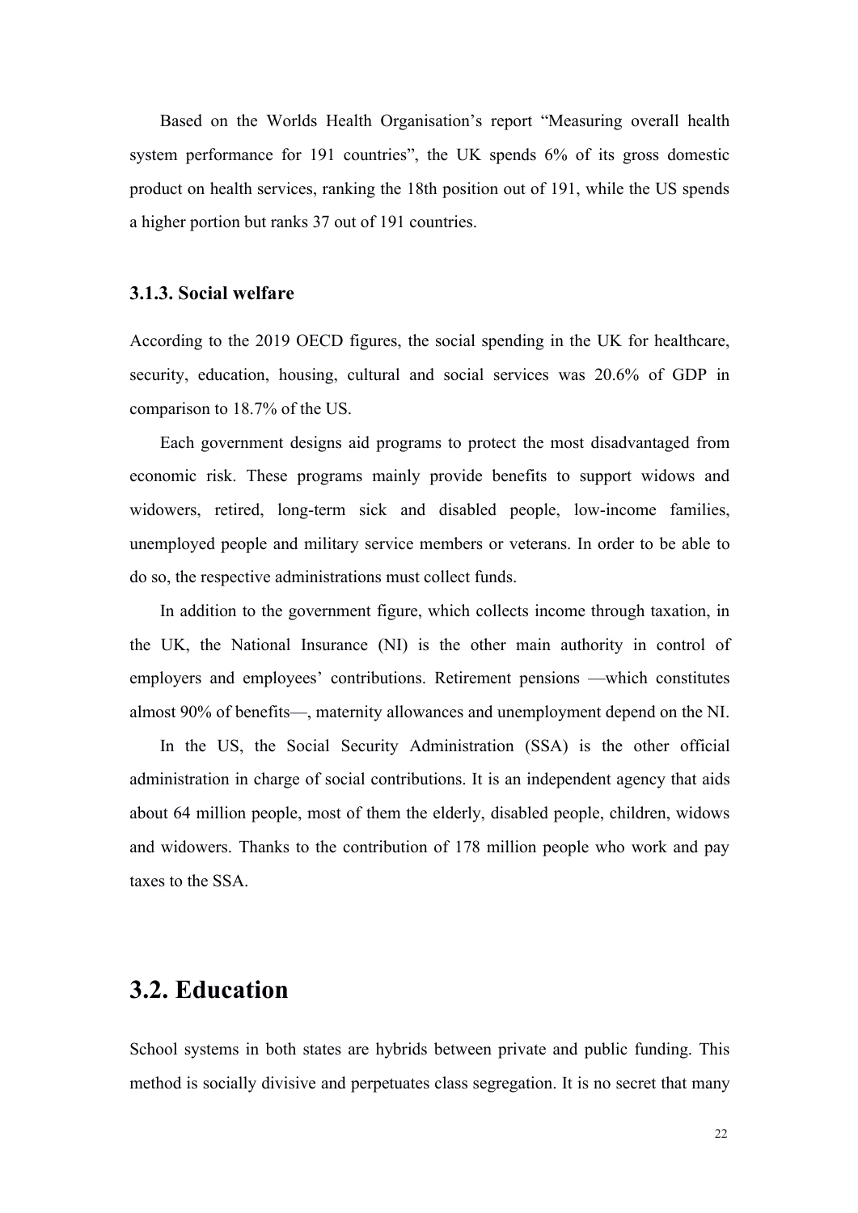Based on the Worlds Health Organisation's report "Measuring overall health system performance for 191 countries", the UK spends 6% of its gross domestic product on health services, ranking the 18th position out of 191, while the US spends a higher portion but ranks 37 out of 191 countries.

### 3.1.3. Social welfare

According to the 2019 OECD figures, the social spending in the UK for healthcare, security, education, housing, cultural and social services was 20.6% of GDP in comparison to 18.7% of the US.

Each government designs aid programs to protect the most disadvantaged from economic risk. These programs mainly provide benefits to support widows and widowers, retired, long-term sick and disabled people, low-income families, unemployed people and military service members or veterans. In order to be able to do so, the respective administrations must collect funds.

In addition to the government figure, which collects income through taxation, in the UK, the National Insurance (NI) is the other main authority in control of employers and employees' contributions. Retirement pensions —which constitutes almost 90% of benefits—, maternity allowances and unemployment depend on the NI.

In the US, the Social Security Administration (SSA) is the other official administration in charge of social contributions. It is an independent agency that aids about 64 million people, most of them the elderly, disabled people, children, widows and widowers. Thanks to the contribution of 178 million people who work and pay taxes to the SSA.

## 3.2. Education

School systems in both states are hybrids between private and public funding. This method is socially divisive and perpetuates class segregation. It is no secret that many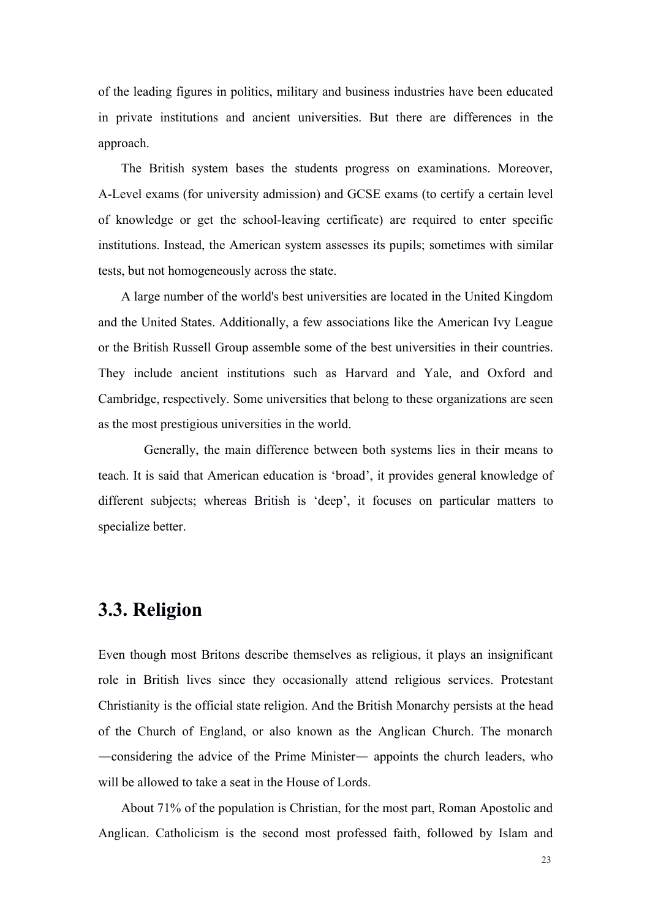of the leading figures in politics, military and business industries have been educated in private institutions and ancient universities. But there are differences in the approach.

The British system bases the students progress on examinations. Moreover, A-Level exams (for university admission) and GCSE exams (to certify a certain level of knowledge or get the school-leaving certificate) are required to enter specific institutions. Instead, the American system assesses its pupils; sometimes with similar tests, but not homogeneously across the state.

A large number of the world's best universities are located in the United Kingdom and the United States. Additionally, a few associations like the American Ivy League or the British Russell Group assemble some of the best universities in their countries. They include ancient institutions such as Harvard and Yale, and Oxford and Cambridge, respectively. Some universities that belong to these organizations are seen as the most prestigious universities in the world.

Generally, the main difference between both systems lies in their means to teach. It is said that American education is 'broad', it provides general knowledge of different subjects; whereas British is 'deep', it focuses on particular matters to specialize better.

## 3.3. Religion

Even though most Britons describe themselves as religious, it plays an insignificant role in British lives since they occasionally attend religious services. Protestant Christianity is the official state religion. And the British Monarchy persists at the head of the Church of England, or also known as the Anglican Church. The monarch —considering the advice of the Prime Minister— appoints the church leaders, who will be allowed to take a seat in the House of Lords.

About 71% of the population is Christian, for the most part, Roman Apostolic and Anglican. Catholicism is the second most professed faith, followed by Islam and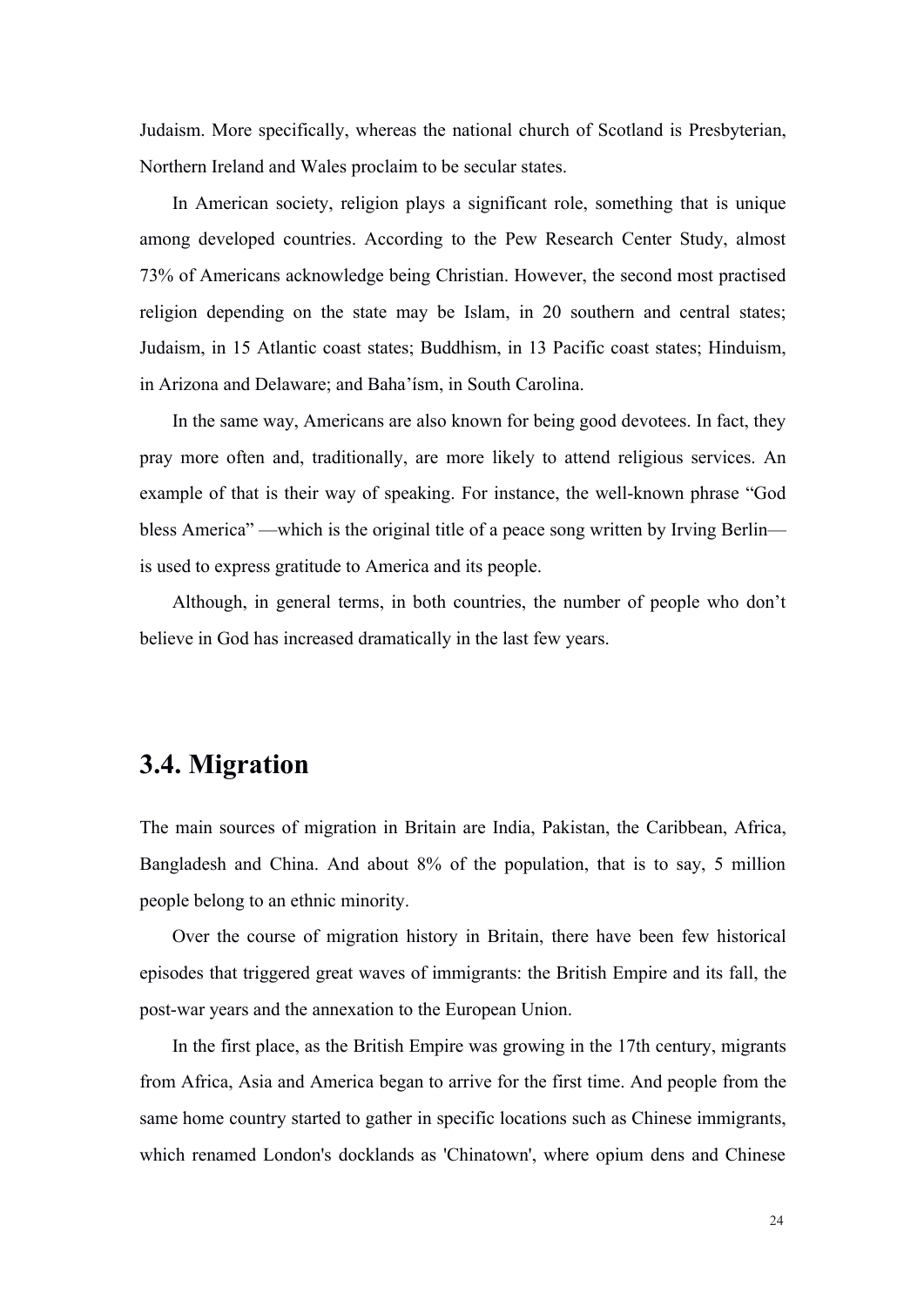Judaism. More specifically, whereas the national church of Scotland is Presbyterian, Northern Ireland and Wales proclaim to be secular states.

In American society, religion plays a significant role, something that is unique among developed countries. According to the Pew Research Center Study, almost 73% of Americans acknowledge being Christian. However, the second most practised religion depending on the state may be Islam, in 20 southern and central states; Judaism, in 15 Atlantic coast states; Buddhism, in 13 Pacific coast states; Hinduism, in Arizona and Delaware; and Baha'ísm, in South Carolina.

In the same way, Americans are also known for being good devotees. In fact, they pray more often and, traditionally, are more likely to attend religious services. An example of that is their way of speaking. For instance, the well-known phrase "God bless America" —which is the original title of a peace song written by Irving Berlin— is used to express gratitude to America and its people.

Although, in general terms, in both countries, the number of people who don't believe in God has increased dramatically in the last few years.

## 3.4. Migration

The main sources of migration in Britain are India, Pakistan, the Caribbean, Africa, Bangladesh and China. And about 8% of the population, that is to say, 5 million people belong to an ethnic minority.

Over the course of migration history in Britain, there have been few historical episodes that triggered great waves of immigrants: the British Empire and its fall, the post-war years and the annexation to the European Union.

In the first place, as the British Empire was growing in the 17th century, migrants from Africa, Asia and America began to arrive for the first time. And people from the same home country started to gather in specific locations such as Chinese immigrants, which renamed London's docklands as 'Chinatown', where opium dens and Chinese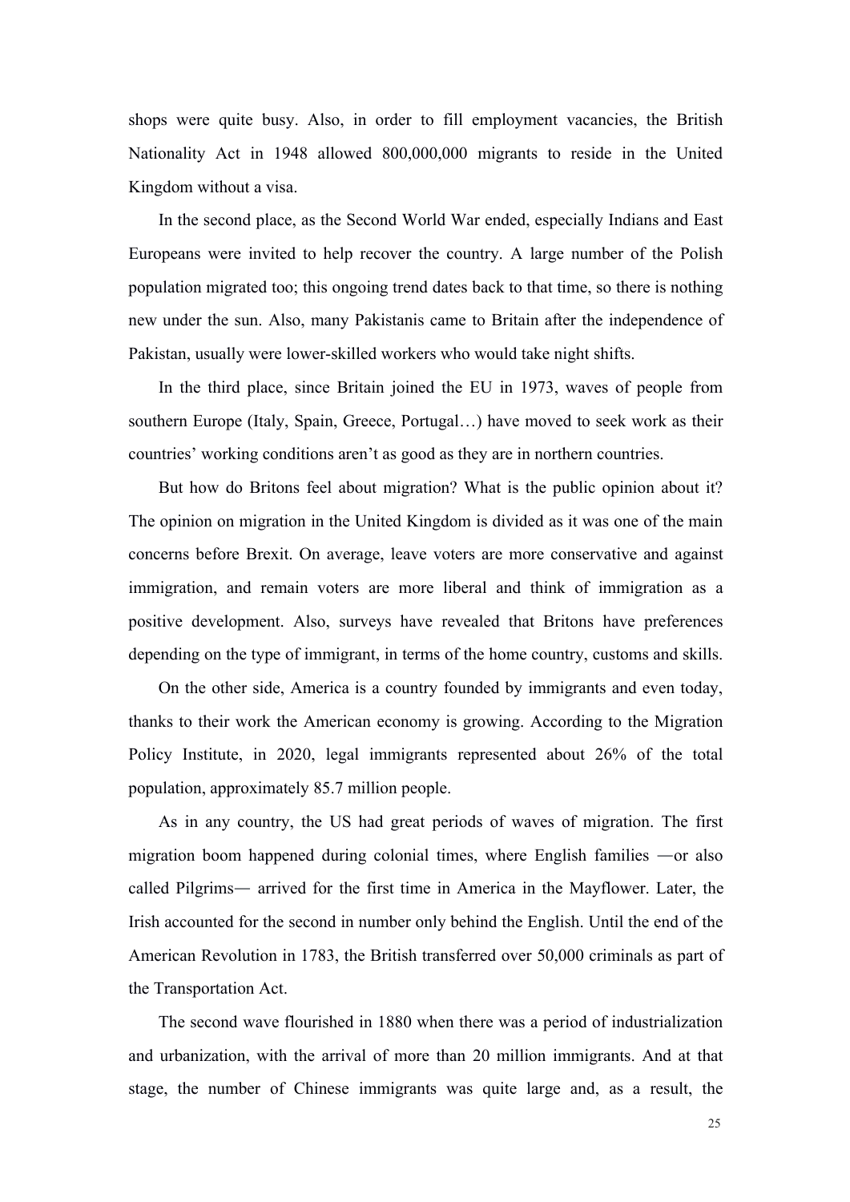shops were quite busy. Also, in order to fill employment vacancies, the British Nationality Act in 1948 allowed 800,000,000 migrants to reside in the United Kingdom without a visa.

In the second place, as the Second World War ended, especially Indians and East Europeans were invited to help recover the country. A large number of the Polish population migrated too; this ongoing trend dates back to that time, so there is nothing new under the sun. Also, many Pakistanis came to Britain after the independence of Pakistan, usually were lower-skilled workers who would take night shifts.

In the third place, since Britain joined the EU in 1973, waves of people from southern Europe (Italy, Spain, Greece, Portugal…) have moved to seek work as their countries' working conditions aren't as good as they are in northern countries.

But how do Britons feel about migration? What is the public opinion about it? The opinion on migration in the United Kingdom is divided as it was one of the main concerns before Brexit. On average, leave voters are more conservative and against immigration, and remain voters are more liberal and think of immigration as a positive development. Also, surveys have revealed that Britons have preferences depending on the type of immigrant, in terms of the home country, customs and skills.

On the other side, America is a country founded by immigrants and even today, thanks to their work the American economy is growing. According to the Migration Policy Institute, in 2020, legal immigrants represented about 26% of the total population, approximately 85.7 million people.

As in any country, the US had great periods of waves of migration. The first migration boom happened during colonial times, where English families —or also called Pilgrims— arrived for the first time in America in the Mayflower. Later, the Irish accounted for the second in number only behind the English. Until the end of the American Revolution in 1783, the British transferred over 50,000 criminals as part of the Transportation Act.

The second wave flourished in 1880 when there was a period of industrialization and urbanization, with the arrival of more than 20 million immigrants. And at that stage, the number of Chinese immigrants was quite large and, as a result, the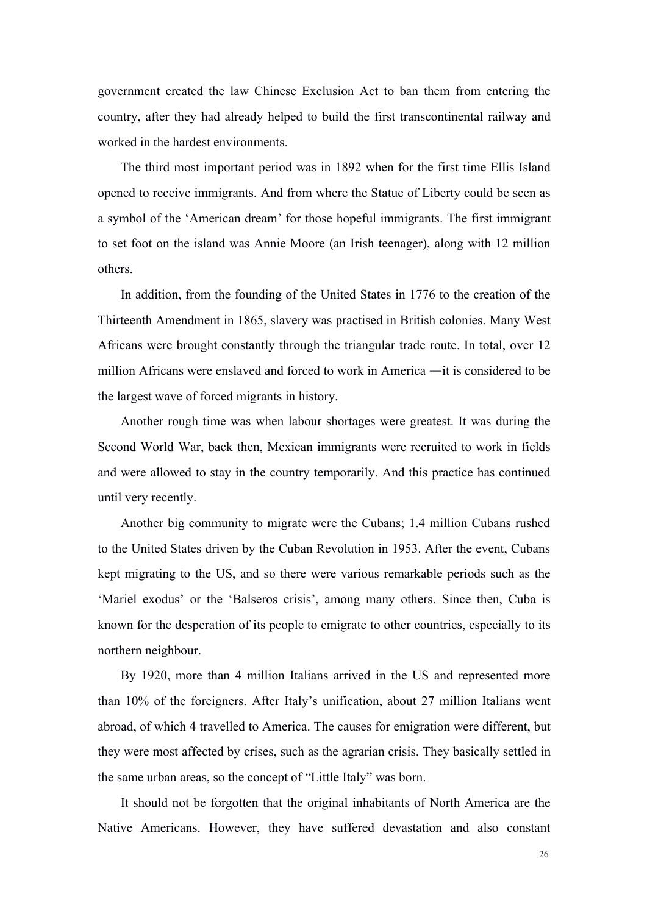government created the law Chinese Exclusion Act to ban them from entering the country, after they had already helped to build the first transcontinental railway and worked in the hardest environments.

The third most important period was in 1892 when for the first time Ellis Island opened to receive immigrants. And from where the Statue of Liberty could be seen as a symbol of the 'American dream' for those hopeful immigrants. The first immigrant to set foot on the island was Annie Moore (an Irish teenager), along with 12 million others.

In addition, from the founding of the United States in 1776 to the creation of the Thirteenth Amendment in 1865, slavery was practised in British colonies. Many West Africans were brought constantly through the triangular trade route. In total, over 12 million Africans were enslaved and forced to work in America —it is considered to be the largest wave of forced migrants in history.

Another rough time was when labour shortages were greatest. It was during the Second World War, back then, Mexican immigrants were recruited to work in fields and were allowed to stay in the country temporarily. And this practice has continued until very recently.

Another big community to migrate were the Cubans; 1.4 million Cubans rushed to the United States driven by the Cuban Revolution in 1953. After the event, Cubans kept migrating to the US, and so there were various remarkable periods such as the 'Mariel exodus' or the 'Balseros crisis', among many others. Since then, Cuba is known for the desperation of its people to emigrate to other countries, especially to its northern neighbour.

By 1920, more than 4 million Italians arrived in the US and represented more than 10% of the foreigners. After Italy's unification, about 27 million Italians went abroad, of which 4 travelled to America. The causes for emigration were different, but they were most affected by crises, such as the agrarian crisis. They basically settled in the same urban areas, so the concept of "Little Italy" was born.

It should not be forgotten that the original inhabitants of North America are the Native Americans. However, they have suffered devastation and also constant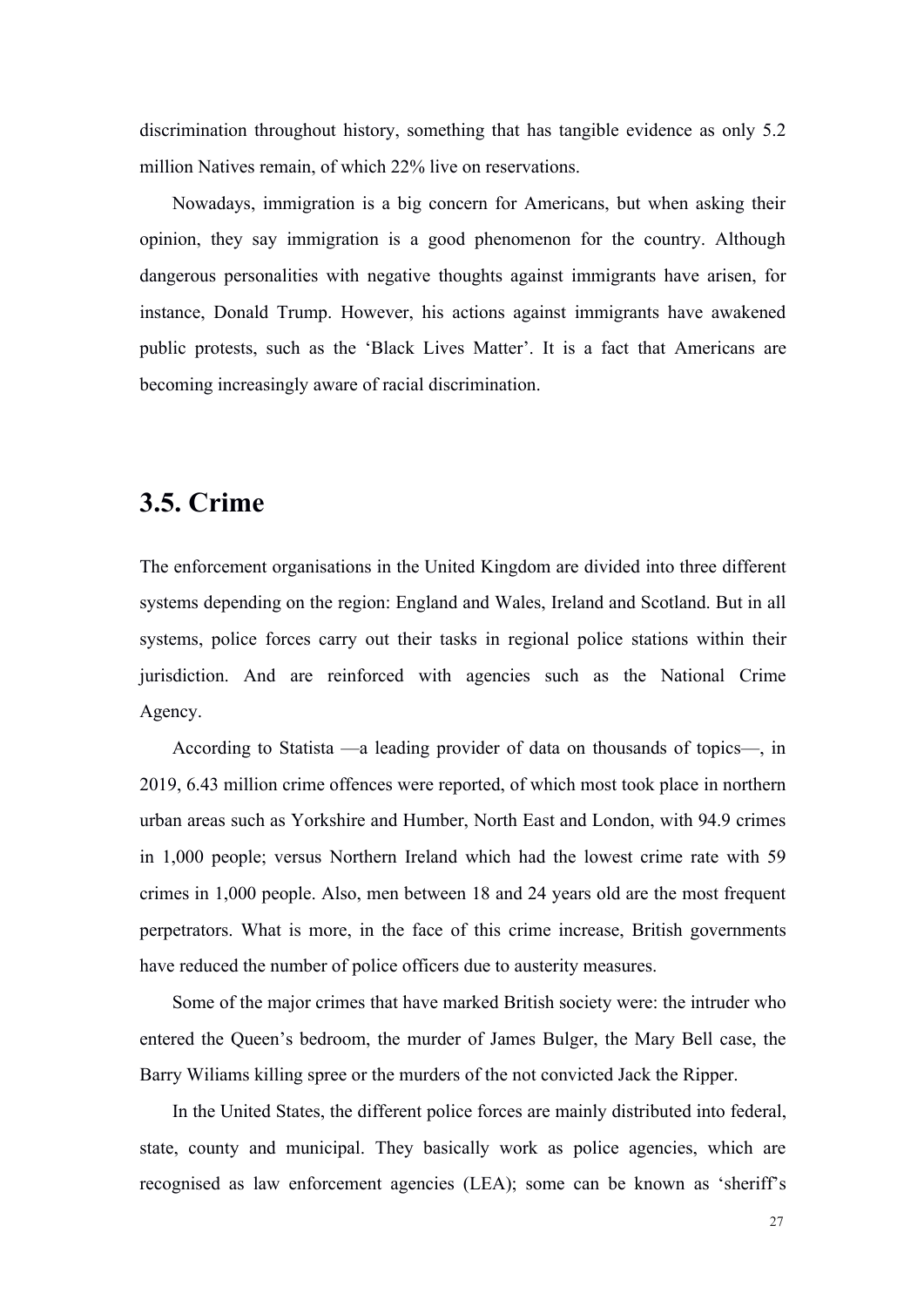discrimination throughout history, something that has tangible evidence as only 5.2 million Natives remain, of which 22% live on reservations.

Nowadays, immigration is a big concern for Americans, but when asking their opinion, they say immigration is a good phenomenon for the country. Although dangerous personalities with negative thoughts against immigrants have arisen, for instance, Donald Trump. However, his actions against immigrants have awakened public protests, such as the 'Black Lives Matter'. It is a fact that Americans are becoming increasingly aware of racial discrimination.

## 3.5. Crime

The enforcement organisations in the United Kingdom are divided into three different systems depending on the region: England and Wales, Ireland and Scotland. But in all systems, police forces carry out their tasks in regional police stations within their jurisdiction. And are reinforced with agencies such as the National Crime Agency.

According to Statista —a leading provider of data on thousands of topics—, in 2019, 6.43 million crime offences were reported, of which most took place in northern urban areas such as Yorkshire and Humber, North East and London, with 94.9 crimes in 1,000 people; versus Northern Ireland which had the lowest crime rate with 59 crimes in 1,000 people. Also, men between 18 and 24 years old are the most frequent perpetrators. What is more, in the face of this crime increase, British governments have reduced the number of police officers due to austerity measures.

Some of the major crimes that have marked British society were: the intruder who entered the Queen's bedroom, the murder of James Bulger, the Mary Bell case, the Barry Wiliams killing spree or the murders of the not convicted Jack the Ripper.

In the United States, the different police forces are mainly distributed into federal, state, county and municipal. They basically work as police agencies, which are recognised as law enforcement agencies (LEA); some can be known as 'sheriff's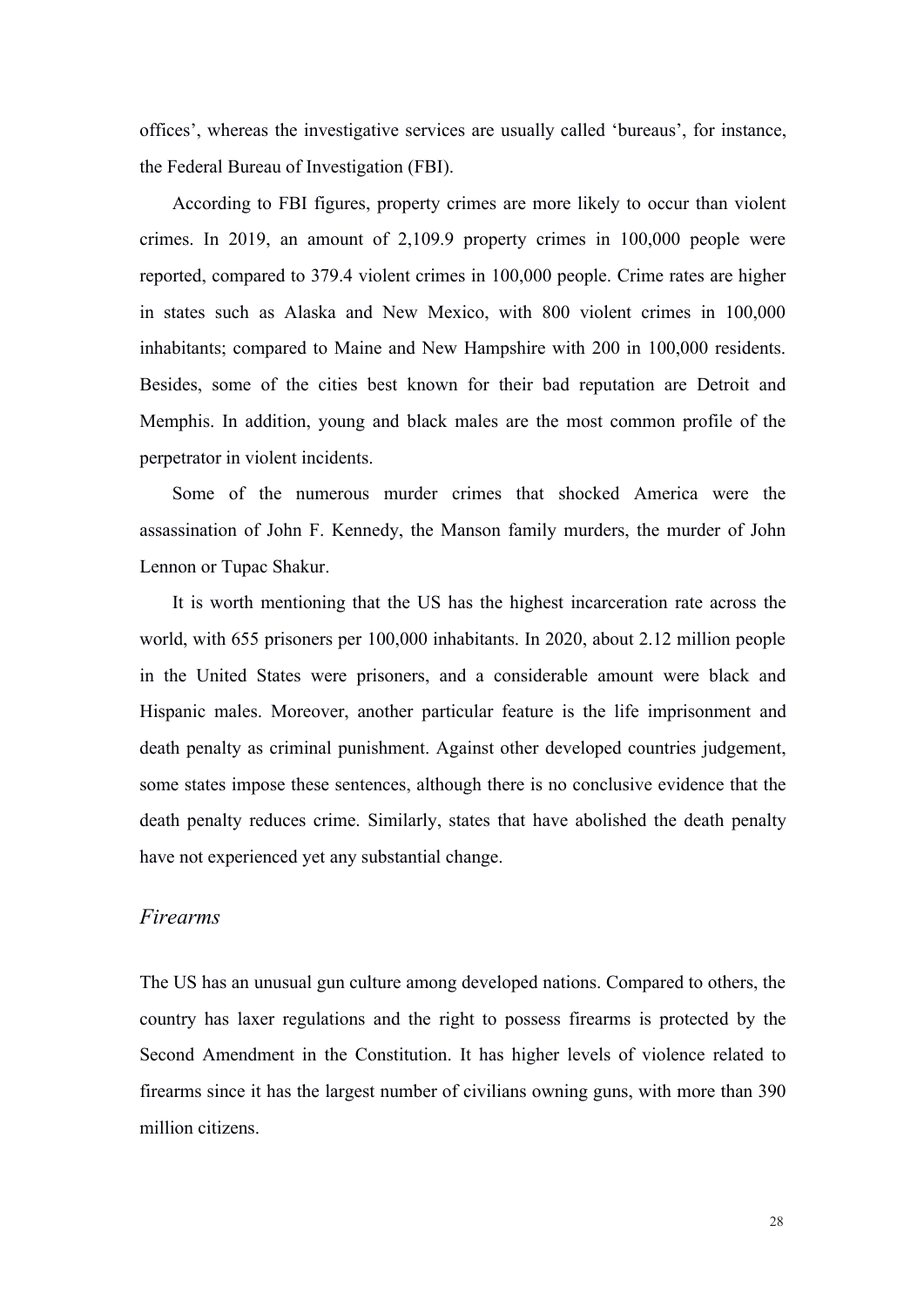offices', whereas the investigative services are usually called 'bureaus', for instance, the Federal Bureau of Investigation (FBI).

According to FBI figures, property crimes are more likely to occur than violent crimes. In 2019, an amount of 2,109.9 property crimes in 100,000 people were reported, compared to 379.4 violent crimes in 100,000 people. Crime rates are higher in states such as Alaska and New Mexico, with 800 violent crimes in 100,000 inhabitants; compared to Maine and New Hampshire with 200 in 100,000 residents. Besides, some of the cities best known for their bad reputation are Detroit and Memphis. In addition, young and black males are the most common profile of the perpetrator in violent incidents.

Some of the numerous murder crimes that shocked America were the assassination of John F. Kennedy, the Manson family murders, the murder of John Lennon or Tupac Shakur.

It is worth mentioning that the US has the highest incarceration rate across the world, with 655 prisoners per 100,000 inhabitants. In 2020, about 2.12 million people in the United States were prisoners, and a considerable amount were black and Hispanic males. Moreover, another particular feature is the life imprisonment and death penalty as criminal punishment. Against other developed countries judgement, some states impose these sentences, although there is no conclusive evidence that the death penalty reduces crime. Similarly, states that have abolished the death penalty have not experienced yet any substantial change.

## *Firearms*

The US has an unusual gun culture among developed nations. Compared to others, the country has laxer regulations and the right to possess firearms is protected by the Second Amendment in the Constitution. It has higher levels of violence related to firearms since it has the largest number of civilians owning guns, with more than 390 million citizens.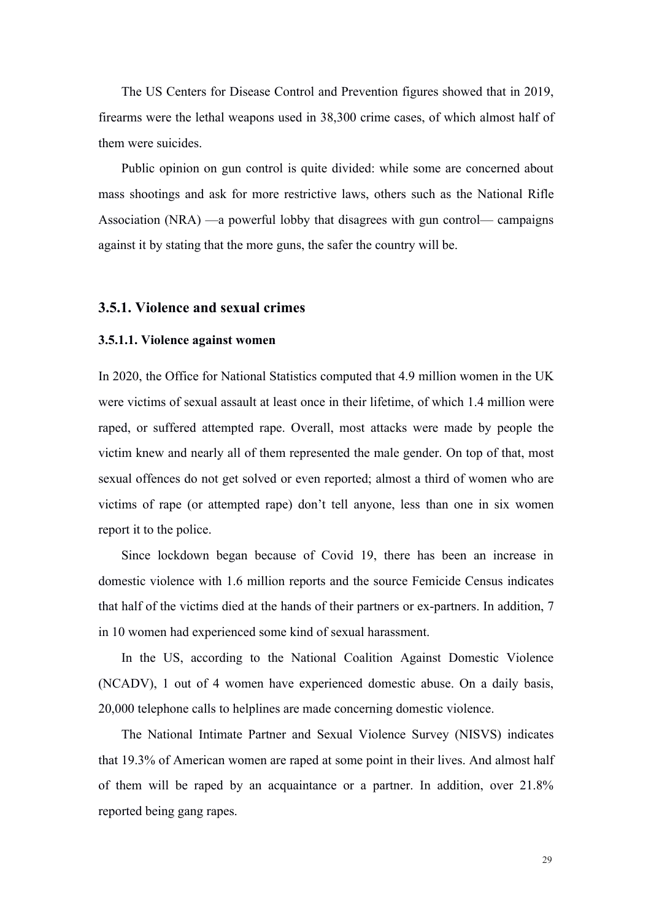The US Centers for Disease Control and Prevention figures showed that in 2019, firearms were the lethal weapons used in 38,300 crime cases, of which almost half of them were suicides.

Public opinion on gun control is quite divided: while some are concerned about mass shootings and ask for more restrictive laws, others such as the National Rifle Association (NRA) —a powerful lobby that disagrees with gun control— campaigns against it by stating that the more guns, the safer the country will be.

### 3.5.1. Violence and sexual crimes

#### 3.5.1.1. Violence against women

In 2020, the Office for National Statistics computed that 4.9 million women in the UK were victims of sexual assault at least once in their lifetime, of which 1.4 million were raped, or suffered attempted rape. Overall, most attacks were made by people the victim knew and nearly all of them represented the male gender. On top of that, most sexual offences do not get solved or even reported; almost a third of women who are victims of rape (or attempted rape) don't tell anyone, less than one in six women report it to the police.

Since lockdown began because of Covid 19, there has been an increase in domestic violence with 1.6 million reports and the source Femicide Census indicates that half of the victims died at the hands of their partners or ex-partners. In addition, 7 in 10 women had experienced some kind of sexual harassment.

In the US, according to the National Coalition Against Domestic Violence (NCADV), 1 out of 4 women have experienced domestic abuse. On a daily basis, 20,000 telephone calls to helplines are made concerning domestic violence.

The National Intimate Partner and Sexual Violence Survey (NISVS) indicates that 19.3% of American women are raped at some point in their lives. And almost half of them will be raped by an acquaintance or a partner. In addition, over 21.8% reported being gang rapes.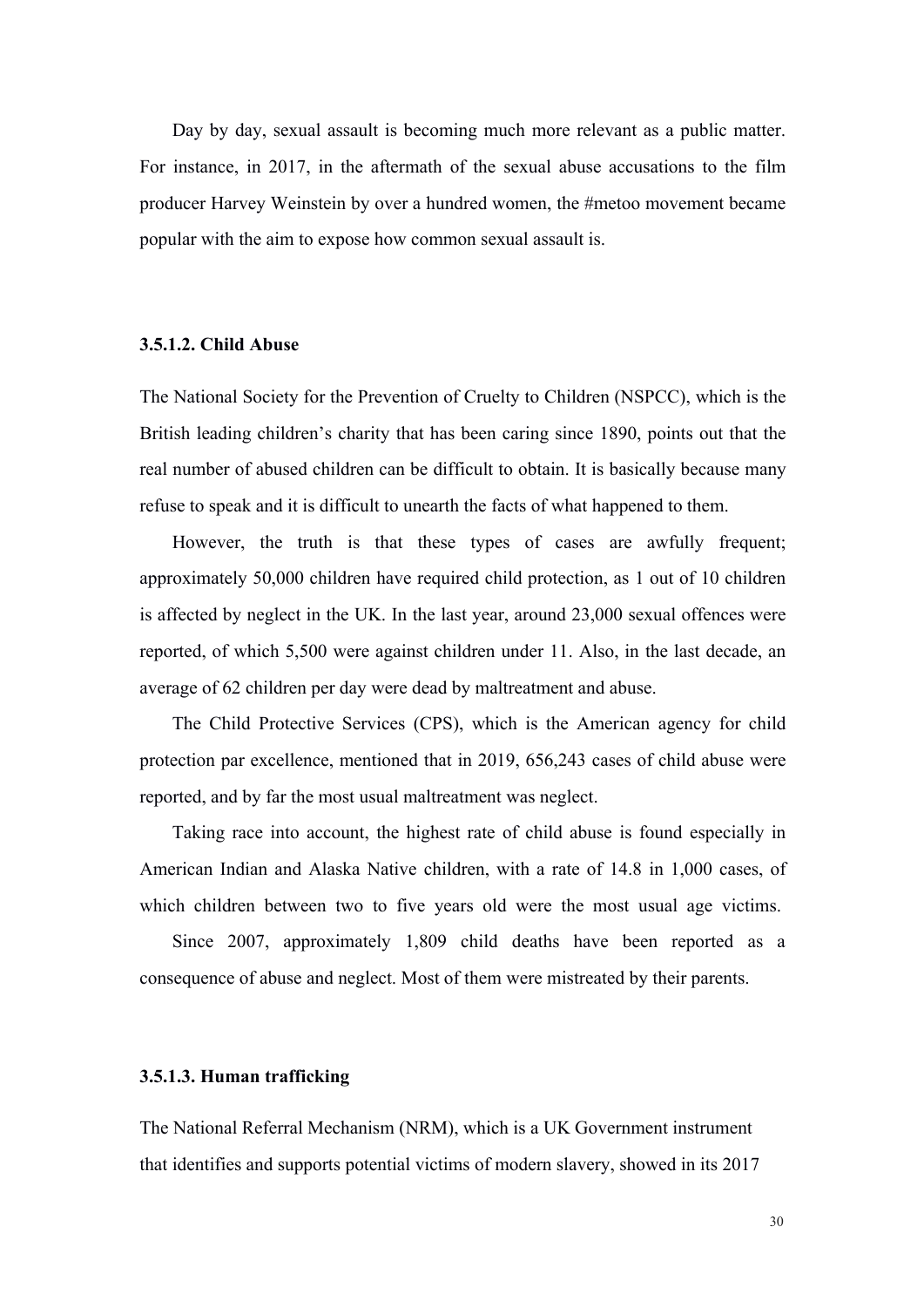Day by day, sexual assault is becoming much more relevant as a public matter. For instance, in 2017, in the aftermath of the sexual abuse accusations to the film producer Harvey Weinstein by over a hundred women, the #metoo movement became popular with the aim to expose how common sexual assault is.

#### 3.5.1.2. Child Abuse

The National Society for the Prevention of Cruelty to Children (NSPCC), which is the British leading children's charity that has been caring since 1890, points out that the real number of abused children can be difficult to obtain. It is basically because many refuse to speak and it is difficult to unearth the facts of what happened to them.

However, the truth is that these types of cases are awfully frequent; approximately 50,000 children have required child protection, as 1 out of 10 children is affected by neglect in the UK. In the last year, around 23,000 sexual offences were reported, of which 5,500 were against children under 11. Also, in the last decade, an average of 62 children per day were dead by maltreatment and abuse.

The Child Protective Services (CPS), which is the American agency for child protection par excellence, mentioned that in 2019, 656,243 cases of child abuse were reported, and by far the most usual maltreatment was neglect.

Taking race into account, the highest rate of child abuse is found especially in American Indian and Alaska Native children, with a rate of 14.8 in 1,000 cases, of which children between two to five years old were the most usual age victims.

Since 2007, approximately 1,809 child deaths have been reported as a consequence of abuse and neglect. Most of them were mistreated by their parents.

#### 3.5.1.3. Human trafficking

The National Referral Mechanism (NRM), which is a UK Government instrument that identifies and supports potential victims of modern slavery, showed in its 2017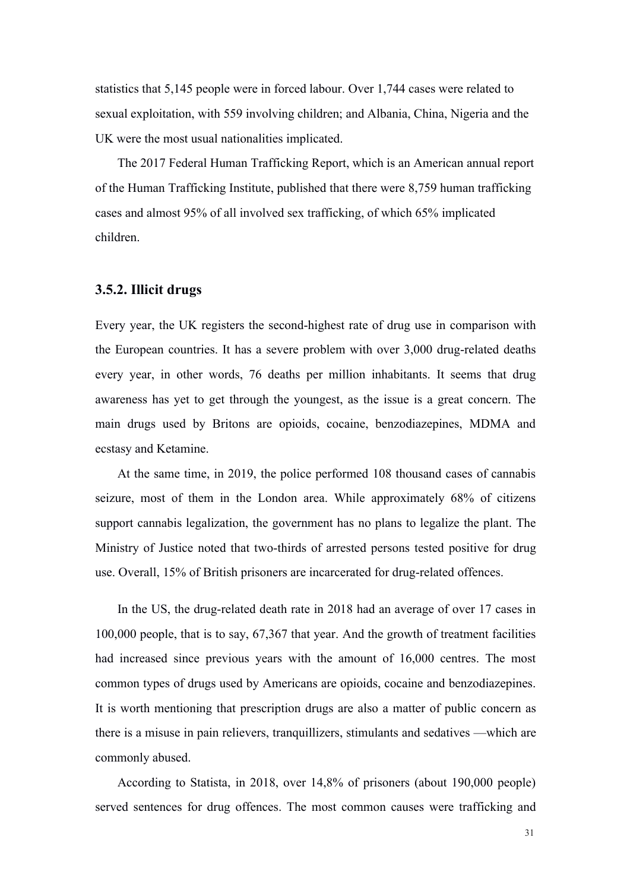statistics that 5,145 people were in forced labour. Over 1,744 cases were related to sexual exploitation, with 559 involving children; and Albania, China, Nigeria and the UK were the most usual nationalities implicated.

The 2017 Federal Human Trafficking Report, which is an American annual report of the Human Trafficking Institute, published that there were 8,759 human trafficking cases and almost 95% of all involved sex trafficking, of which 65% implicated children.

### 3.5.2. Illicit drugs

Every year, the UK registers the second-highest rate of drug use in comparison with the European countries. It has a severe problem with over 3,000 drug-related deaths every year, in other words, 76 deaths per million inhabitants. It seems that drug awareness has yet to get through the youngest, as the issue is a great concern. The main drugs used by Britons are opioids, cocaine, benzodiazepines, MDMA and ecstasy and Ketamine.

At the same time, in 2019, the police performed 108 thousand cases of cannabis seizure, most of them in the London area. While approximately 68% of citizens support cannabis legalization, the government has no plans to legalize the plant. The Ministry of Justice noted that two-thirds of arrested persons tested positive for drug use. Overall, 15% of British prisoners are incarcerated for drug-related offences.

In the US, the drug-related death rate in 2018 had an average of over 17 cases in 100,000 people, that is to say, 67,367 that year. And the growth of treatment facilities had increased since previous years with the amount of 16,000 centres. The most common types of drugs used by Americans are opioids, cocaine and benzodiazepines. It is worth mentioning that prescription drugs are also a matter of public concern as there is a misuse in pain relievers, tranquillizers, stimulants and sedatives —which are commonly abused.

According to Statista, in 2018, over 14,8% of prisoners (about 190,000 people) served sentences for drug offences. The most common causes were trafficking and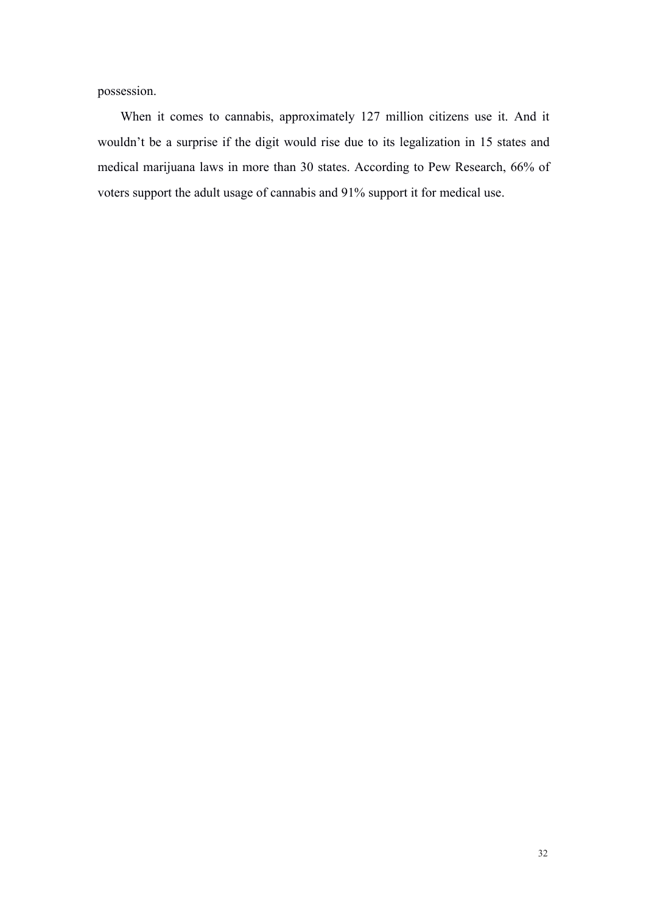possession.

When it comes to cannabis, approximately 127 million citizens use it. And it wouldn't be a surprise if the digit would rise due to its legalization in 15 states and medical marijuana laws in more than 30 states. According to Pew Research, 66% of voters support the adult usage of cannabis and 91% support it for medical use.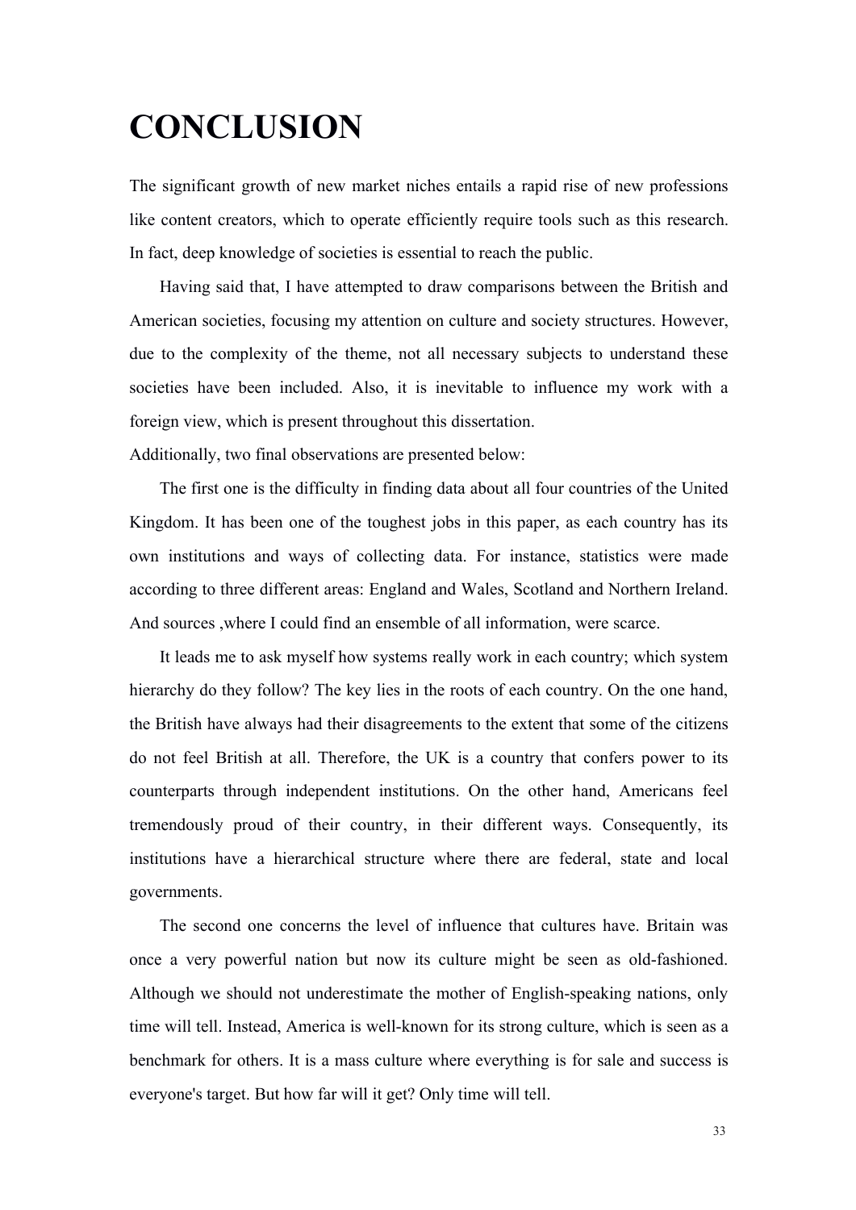# CONCLUSION

The significant growth of new market niches entails a rapid rise of new professions like content creators, which to operate efficiently require tools such as this research. In fact, deep knowledge of societies is essential to reach the public.

Having said that, I have attempted to draw comparisons between the British and American societies, focusing my attention on culture and society structures. However, due to the complexity of the theme, not all necessary subjects to understand these societies have been included. Also, it is inevitable to influence my work with a foreign view, which is present throughout this dissertation.

Additionally, two final observations are presented below:

The first one is the difficulty in finding data about all four countries of the United Kingdom. It has been one of the toughest jobs in this paper, as each country has its own institutions and ways of collecting data. For instance, statistics were made according to three different areas: England and Wales, Scotland and Northern Ireland. And sources ,where I could find an ensemble of all information, were scarce.

It leads me to ask myself how systems really work in each country; which system hierarchy do they follow? The key lies in the roots of each country. On the one hand, the British have always had their disagreements to the extent that some of the citizens do not feel British at all. Therefore, the UK is a country that confers power to its counterparts through independent institutions. On the other hand, Americans feel tremendously proud of their country, in their different ways. Consequently, its institutions have a hierarchical structure where there are federal, state and local governments.

The second one concerns the level of influence that cultures have. Britain was once a very powerful nation but now its culture might be seen as old-fashioned. Although we should not underestimate the mother of English-speaking nations, only time will tell. Instead, America is well-known for its strong culture, which is seen as a benchmark for others. It is a mass culture where everything is for sale and success is everyone's target. But how far will it get? Only time will tell.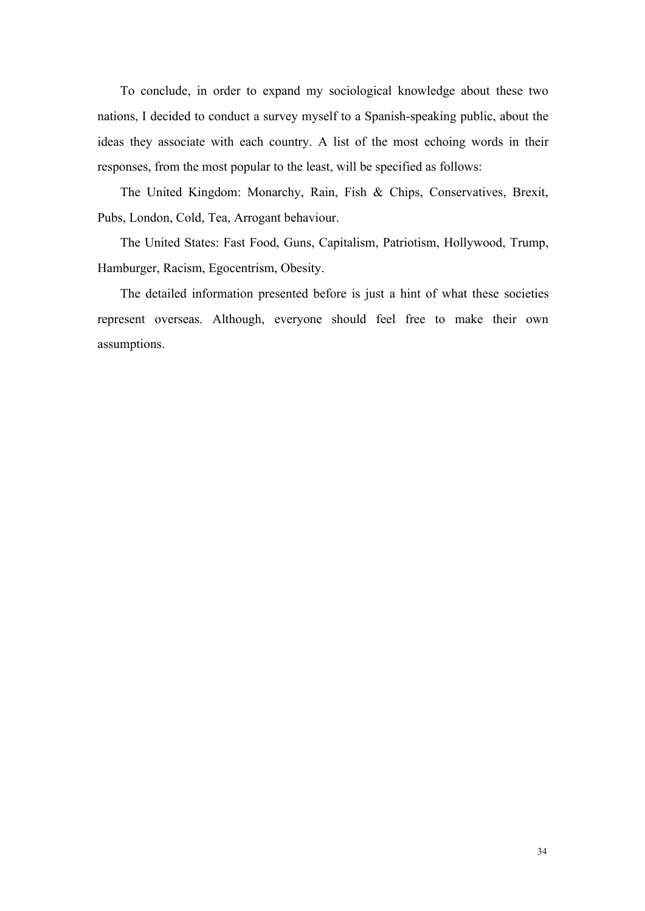To conclude, in order to expand my sociological knowledge about these two nations, I decided to conduct a survey myself to a Spanish-speaking public, about the ideas they associate with each country. A list of the most echoing words in their responses, from the most popular to the least, will be specified as follows:

The United Kingdom: Monarchy, Rain, Fish & Chips, Conservatives, Brexit, Pubs, London, Cold, Tea, Arrogant behaviour.

The United States: Fast Food, Guns, Capitalism, Patriotism, Hollywood, Trump, Hamburger, Racism, Egocentrism, Obesity.

The detailed information presented before is just a hint of what these societies represent overseas. Although, everyone should feel free to make their own assumptions.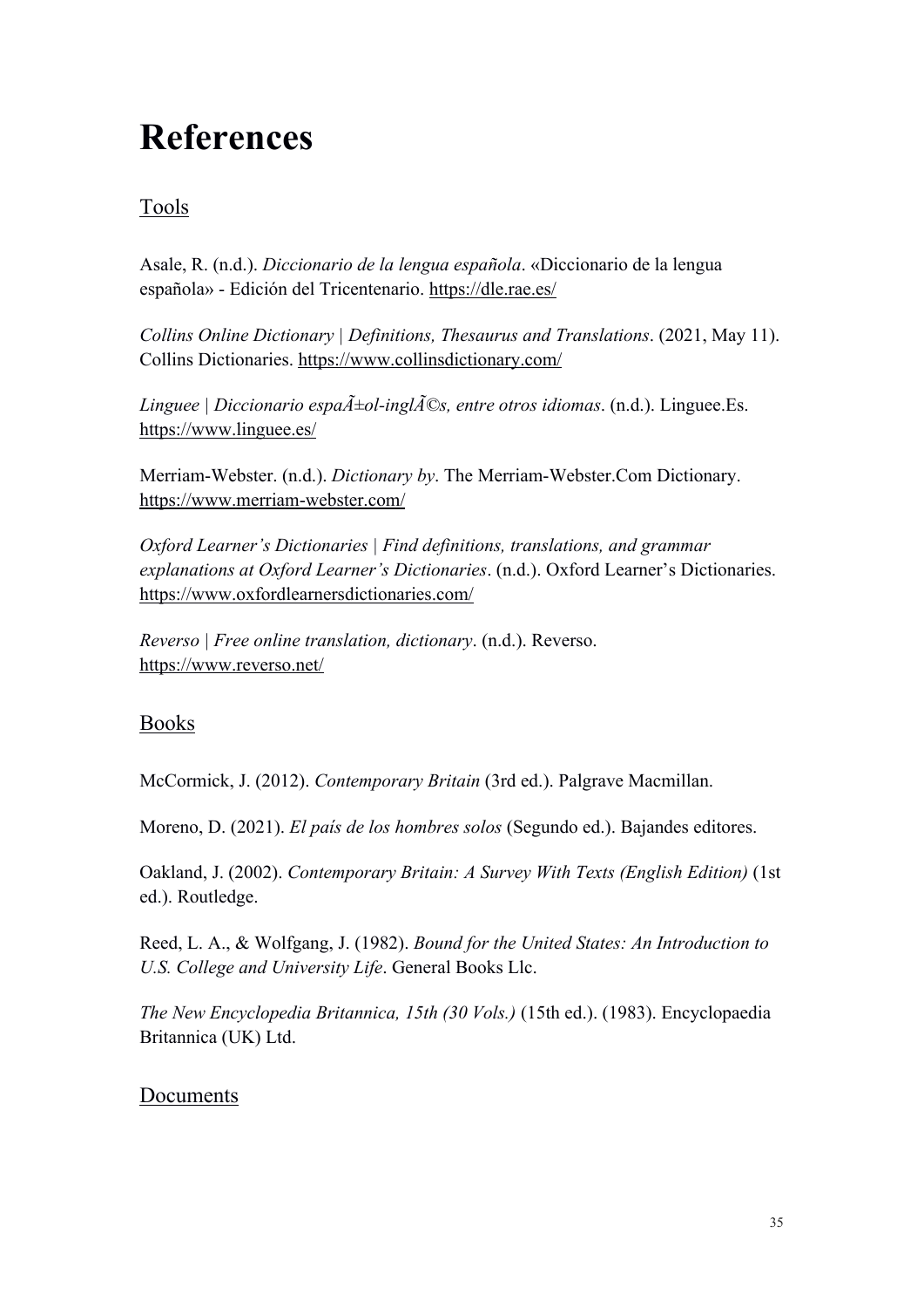# References

## Tools

Asale, R. (n.d.). *Diccionario de la lengua española*. «Diccionario de la lengua española» - Edición del Tricentenario. https://dle.rae.es/

*Collins Online Dictionary | Definitions, Thesaurus and Translations*. (2021, May 11). Collins Dictionaries. https://www.collinsdictionary.com/

*Linguee | Diccionario espaÃ±ol-inglÃ©s, entre otros idiomas*. (n.d.). Linguee.Es. https://www.linguee.es/

Merriam-Webster. (n.d.). *Dictionary by*. The Merriam-Webster.Com Dictionary. https://www.merriam-webster.com/

*Oxford Learner's Dictionaries | Find definitions, translations, and grammar explanations at Oxford Learner's Dictionaries*. (n.d.). Oxford Learner's Dictionaries. https://www.oxfordlearnersdictionaries.com/

*Reverso | Free online translation, dictionary*. (n.d.). Reverso. https://www.reverso.net/

## Books

McCormick, J. (2012). *Contemporary Britain* (3rd ed.). Palgrave Macmillan.

Moreno, D. (2021). *El país de los hombres solos* (Segundo ed.). Bajandes editores.

Oakland, J. (2002). *Contemporary Britain: A Survey With Texts (English Edition)* (1st ed.). Routledge.

Reed, L. A., & Wolfgang, J. (1982). *Bound for the United States: An Introduction to U.S. College and University Life*. General Books Llc.

*The New Encyclopedia Britannica, 15th (30 Vols.)* (15th ed.). (1983). Encyclopaedia Britannica (UK) Ltd.

## Documents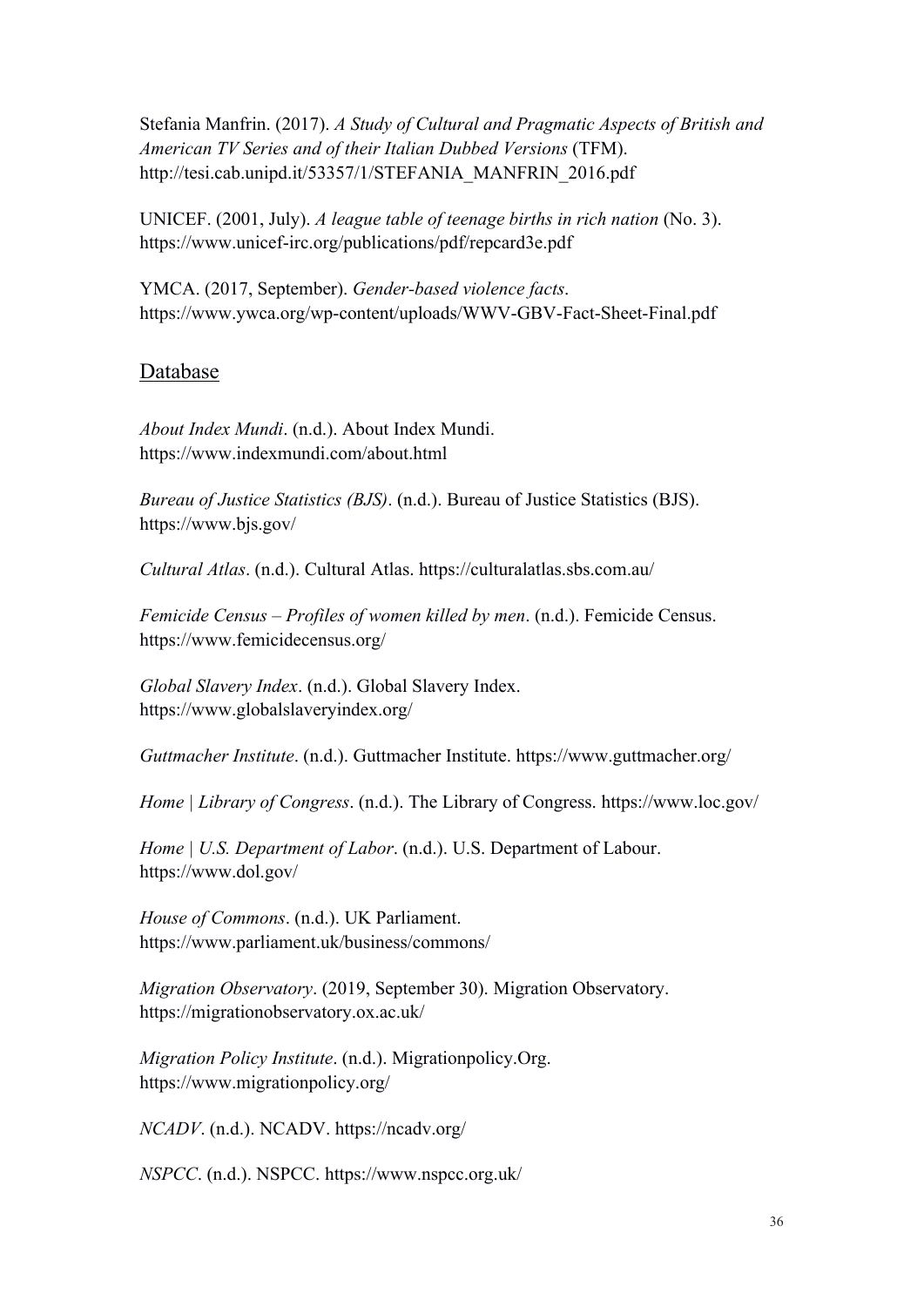Stefania Manfrin. (2017). *A Study of Cultural and Pragmatic Aspects of British and American TV Series and of their Italian Dubbed Versions* (TFM). http://tesi.cab.unipd.it/53357/1/STEFANIA_MANFRIN_2016.pdf

UNICEF. (2001, July). *A league table of teenage births in rich nation* (No. 3). https://www.unicef-irc.org/publications/pdf/repcard3e.pdf

YMCA. (2017, September). *Gender-based violence facts*. https://www.ywca.org/wp-content/uploads/WWV-GBV-Fact-Sheet-Final.pdf

## Database

*About Index Mundi*. (n.d.). About Index Mundi. https://www.indexmundi.com/about.html

*Bureau of Justice Statistics (BJS)*. (n.d.). Bureau of Justice Statistics (BJS). https://www.bjs.gov/

*Cultural Atlas*. (n.d.). Cultural Atlas. https://culturalatlas.sbs.com.au/

*Femicide Census – Profiles of women killed by men*. (n.d.). Femicide Census. https://www.femicidecensus.org/

*Global Slavery Index*. (n.d.). Global Slavery Index. https://www.globalslaveryindex.org/

*Guttmacher Institute*. (n.d.). Guttmacher Institute. https://www.guttmacher.org/

*Home | Library of Congress*. (n.d.). The Library of Congress. https://www.loc.gov/

*Home | U.S. Department of Labor*. (n.d.). U.S. Department of Labour. https://www.dol.gov/

*House of Commons*. (n.d.). UK Parliament. https://www.parliament.uk/business/commons/

*Migration Observatory*. (2019, September 30). Migration Observatory. https://migrationobservatory.ox.ac.uk/

*Migration Policy Institute*. (n.d.). Migrationpolicy.Org. https://www.migrationpolicy.org/

*NCADV*. (n.d.). NCADV. https://ncadv.org/

*NSPCC*. (n.d.). NSPCC. https://www.nspcc.org.uk/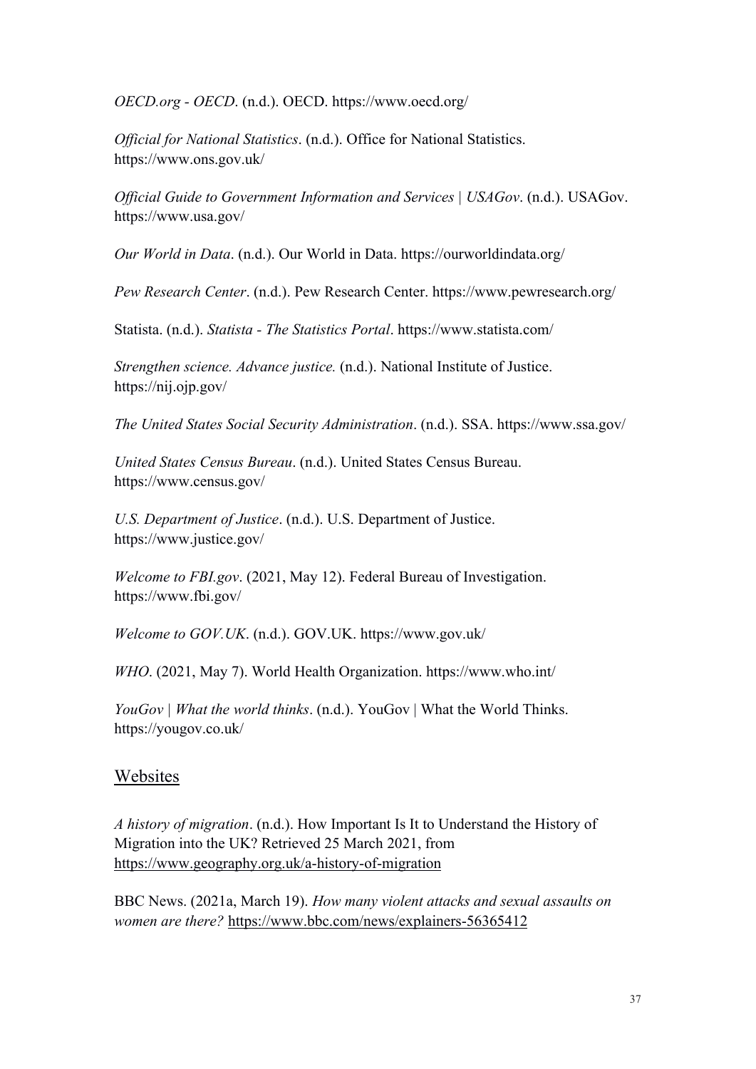*OECD.org - OECD*. (n.d.). OECD. https://www.oecd.org/

*Official for National Statistics*. (n.d.). Office for National Statistics. https://www.ons.gov.uk/

*Official Guide to Government Information and Services | USAGov*. (n.d.). USAGov. https://www.usa.gov/

*Our World in Data*. (n.d.). Our World in Data. https://ourworldindata.org/

*Pew Research Center*. (n.d.). Pew Research Center. https://www.pewresearch.org/

Statista. (n.d.). *Statista - The Statistics Portal*. https://www.statista.com/

*Strengthen science. Advance justice.* (n.d.). National Institute of Justice. https://nij.ojp.gov/

*The United States Social Security Administration*. (n.d.). SSA. https://www.ssa.gov/

*United States Census Bureau*. (n.d.). United States Census Bureau. https://www.census.gov/

*U.S. Department of Justice*. (n.d.). U.S. Department of Justice. https://www.justice.gov/

*Welcome to FBI.gov*. (2021, May 12). Federal Bureau of Investigation. https://www.fbi.gov/

*Welcome to GOV.UK*. (n.d.). GOV.UK. https://www.gov.uk/

*WHO*. (2021, May 7). World Health Organization. https://www.who.int/

*YouGov | What the world thinks*. (n.d.). YouGov | What the World Thinks. https://yougov.co.uk/

## Websites

*A history of migration*. (n.d.). How Important Is It to Understand the History of Migration into the UK? Retrieved 25 March 2021, from https://www.geography.org.uk/a-history-of-migration

BBC News. (2021a, March 19). *How many violent attacks and sexual assaults on women are there?* https://www.bbc.com/news/explainers-56365412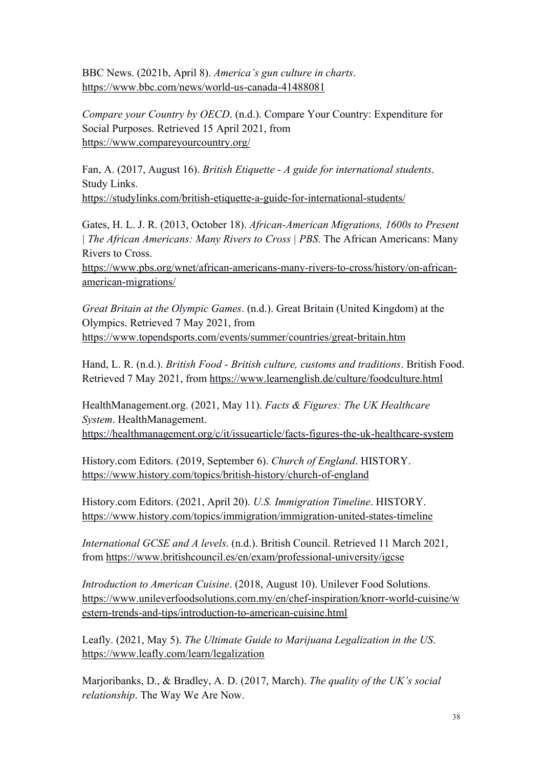BBC News. (2021b, April 8). *America's gun culture in charts*. https://www.bbc.com/news/world-us-canada-41488081

*Compare your Country by OECD*. (n.d.). Compare Your Country: Expenditure for Social Purposes. Retrieved 15 April 2021, from https://www.compareyourcountry.org/

Fan, A. (2017, August 16). *British Etiquette - A guide for international students*. Study Links. https://studylinks.com/british-etiquette-a-guide-for-international-students/

Gates, H. L. J. R. (2013, October 18). *African-American Migrations, 1600s to Present | The African Americans: Many Rivers to Cross | PBS*. The African Americans: Many Rivers to Cross. https://www.pbs.org/wnet/african-americans-many-rivers-to-cross/history/on-african-american-migrations/

*Great Britain at the Olympic Games*. (n.d.). Great Britain (United Kingdom) at the Olympics. Retrieved 7 May 2021, from https://www.topendsports.com/events/summer/countries/great-britain.htm

Hand, L. R. (n.d.). *British Food - British culture, customs and traditions*. British Food. Retrieved 7 May 2021, from https://www.learnenglish.de/culture/foodculture.html

HealthManagement.org. (2021, May 11). *Facts & Figures: The UK Healthcare System*. HealthManagement. https://healthmanagement.org/c/it/issuearticle/facts-figures-the-uk-healthcare-system

History.com Editors. (2019, September 6). *Church of England*. HISTORY. https://www.history.com/topics/british-history/church-of-england

History.com Editors. (2021, April 20). *U.S. Immigration Timeline*. HISTORY. https://www.history.com/topics/immigration/immigration-united-states-timeline

*International GCSE and A levels*. (n.d.). British Council. Retrieved 11 March 2021, from https://www.britishcouncil.es/en/exam/professional-university/igcse

*Introduction to American Cuisine*. (2018, August 10). Unilever Food Solutions. https://www.unileverfoodsolutions.com.my/en/chef-inspiration/knorr-world-cuisine/western-trends-and-tips/introduction-to-american-cuisine.html

Leafly. (2021, May 5). *The Ultimate Guide to Marijuana Legalization in the US*. https://www.leafly.com/learn/legalization

Marjoribanks, D., & Bradley, A. D. (2017, March). *The quality of the UK's social relationship*. The Way We Are Now.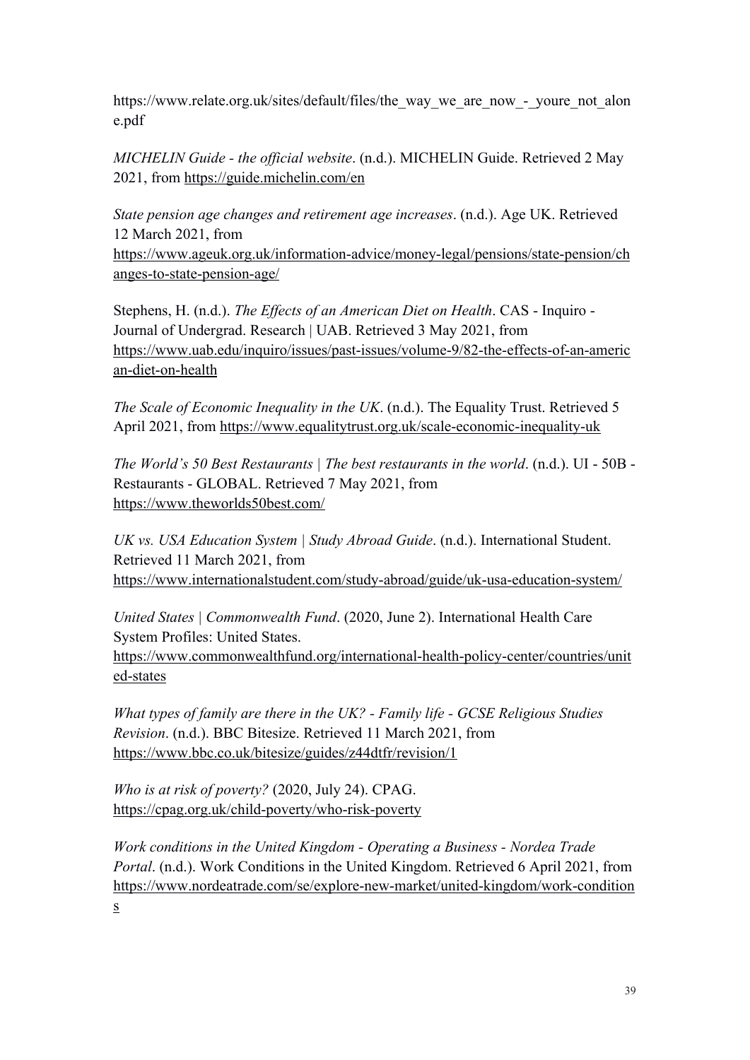https://www.relate.org.uk/sites/default/files/the_way_we_are_now_-_youre_not_alone.pdf

*MICHELIN Guide - the official website*. (n.d.). MICHELIN Guide. Retrieved 2 May 2021, from https://guide.michelin.com/en

*State pension age changes and retirement age increases*. (n.d.). Age UK. Retrieved 12 March 2021, from https://www.ageuk.org.uk/information-advice/money-legal/pensions/state-pension/changes-to-state-pension-age/

Stephens, H. (n.d.). *The Effects of an American Diet on Health*. CAS - Inquiro - Journal of Undergrad. Research | UAB. Retrieved 3 May 2021, from https://www.uab.edu/inquiro/issues/past-issues/volume-9/82-the-effects-of-an-american-diet-on-health

*The Scale of Economic Inequality in the UK*. (n.d.). The Equality Trust. Retrieved 5 April 2021, from https://www.equalitytrust.org.uk/scale-economic-inequality-uk

*The World's 50 Best Restaurants | The best restaurants in the world*. (n.d.). UI - 50B - Restaurants - GLOBAL. Retrieved 7 May 2021, from https://www.theworlds50best.com/

*UK vs. USA Education System | Study Abroad Guide*. (n.d.). International Student. Retrieved 11 March 2021, from https://www.internationalstudent.com/study-abroad/guide/uk-usa-education-system/

*United States | Commonwealth Fund*. (2020, June 2). International Health Care System Profiles: United States. https://www.commonwealthfund.org/international-health-policy-center/countries/united-states

*What types of family are there in the UK? - Family life - GCSE Religious Studies Revision*. (n.d.). BBC Bitesize. Retrieved 11 March 2021, from https://www.bbc.co.uk/bitesize/guides/z44dtfr/revision/1

*Who is at risk of poverty?* (2020, July 24). CPAG. https://cpag.org.uk/child-poverty/who-risk-poverty

*Work conditions in the United Kingdom - Operating a Business - Nordea Trade Portal*. (n.d.). Work Conditions in the United Kingdom. Retrieved 6 April 2021, from https://www.nordeatrade.com/se/explore-new-market/united-kingdom/work-conditions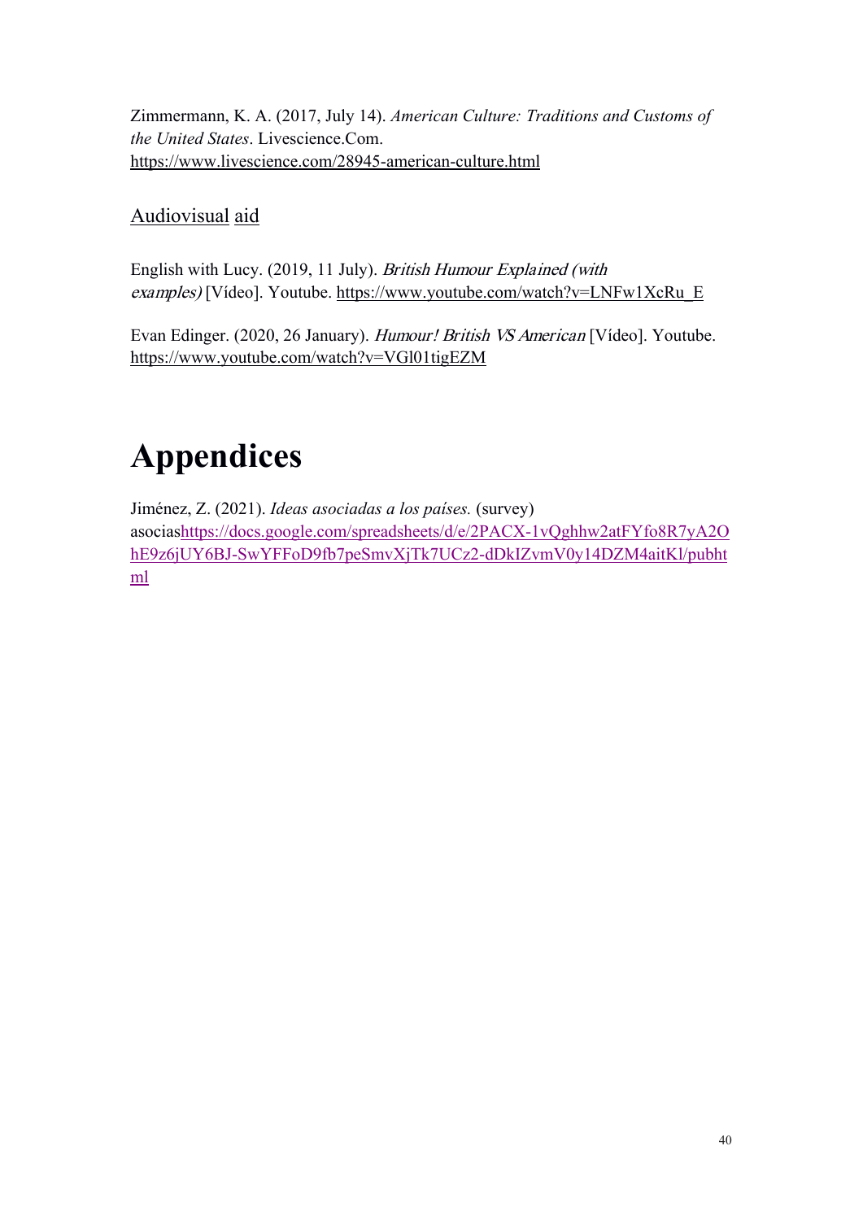Zimmermann, K. A. (2017, July 14). *American Culture: Traditions and Customs of the United States*. Livescience.Com. https://www.livescience.com/28945-american-culture.html

## Audiovisual aid

English with Lucy. (2019, 11 July). *British Humour Explained (with examples)* [Vídeo]. Youtube. https://www.youtube.com/watch?v=LNFw1XcRu_E

Evan Edinger. (2020, 26 January). *Humour! British VS American* [Vídeo]. Youtube. https://www.youtube.com/watch?v=VGl01tigEZM

# Appendices

Jiménez, Z. (2021). *Ideas asociadas a los países.* (survey) asociashttps://docs.google.com/spreadsheets/d/e/2PACX-1vQghhw2atFYfo8R7yA2OhE9z6jUY6BJ-SwYFFoD9fb7peSmvXjTk7UCz2-dDkIZvmV0y14DZM4aitKl/pubhtml